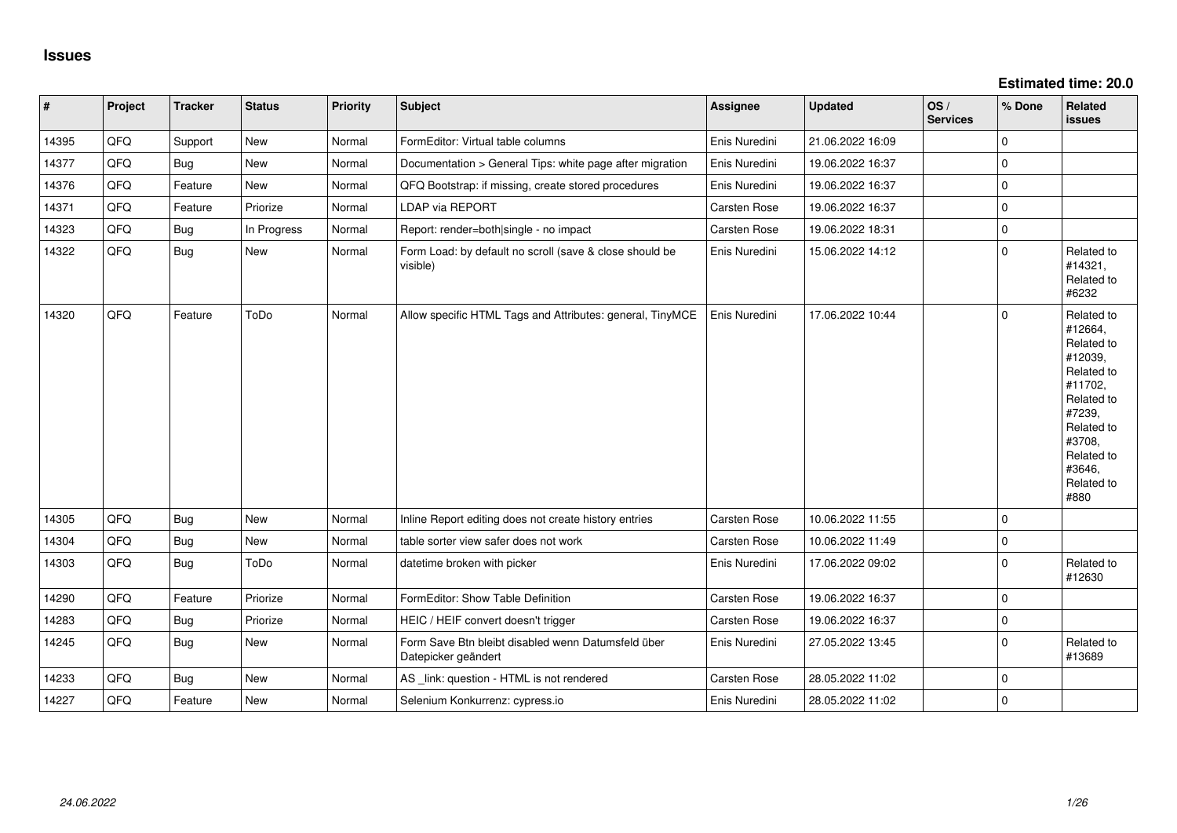# Issues

**Estimated time: 20.0**

| # | Project | Tracker | Status | Priority | Subject | Assignee | Updated | OS / Services | % Done | Related issues |
|---|---|---|---|---|---|---|---|---|---|---|
| 14395 | QFQ | Support | New | Normal | FormEditor: Virtual table columns | Enis Nuredini | 21.06.2022 16:09 | | 0 | |
| 14377 | QFQ | Bug | New | Normal | Documentation > General Tips: white page after migration | Enis Nuredini | 19.06.2022 16:37 | | 0 | |
| 14376 | QFQ | Feature | New | Normal | QFQ Bootstrap: if missing, create stored procedures | Enis Nuredini | 19.06.2022 16:37 | | 0 | |
| 14371 | QFQ | Feature | Priorize | Normal | LDAP via REPORT | Carsten Rose | 19.06.2022 16:37 | | 0 | |
| 14323 | QFQ | Bug | In Progress | Normal | Report: render=both\|single - no impact | Carsten Rose | 19.06.2022 18:31 | | 0 | |
| 14322 | QFQ | Bug | New | Normal | Form Load: by default no scroll (save & close should be visible) | Enis Nuredini | 15.06.2022 14:12 | | 0 | Related to #14321, Related to #6232 |
| 14320 | QFQ | Feature | ToDo | Normal | Allow specific HTML Tags and Attributes: general, TinyMCE | Enis Nuredini | 17.06.2022 10:44 | | 0 | Related to #12664, Related to #12039, Related to #11702, Related to #7239, Related to #3708, Related to #3646, Related to #880 |
| 14305 | QFQ | Bug | New | Normal | Inline Report editing does not create history entries | Carsten Rose | 10.06.2022 11:55 | | 0 | |
| 14304 | QFQ | Bug | New | Normal | table sorter view safer does not work | Carsten Rose | 10.06.2022 11:49 | | 0 | |
| 14303 | QFQ | Bug | ToDo | Normal | datetime broken with picker | Enis Nuredini | 17.06.2022 09:02 | | 0 | Related to #12630 |
| 14290 | QFQ | Feature | Priorize | Normal | FormEditor: Show Table Definition | Carsten Rose | 19.06.2022 16:37 | | 0 | |
| 14283 | QFQ | Bug | Priorize | Normal | HEIC / HEIF convert doesn't trigger | Carsten Rose | 19.06.2022 16:37 | | 0 | |
| 14245 | QFQ | Bug | New | Normal | Form Save Btn bleibt disabled wenn Datumsfeld über Datepicker geändert | Enis Nuredini | 27.05.2022 13:45 | | 0 | Related to #13689 |
| 14233 | QFQ | Bug | New | Normal | AS _link: question - HTML is not rendered | Carsten Rose | 28.05.2022 11:02 | | 0 | |
| 14227 | QFQ | Feature | New | Normal | Selenium Konkurrenz: cypress.io | Enis Nuredini | 28.05.2022 11:02 | | 0 | |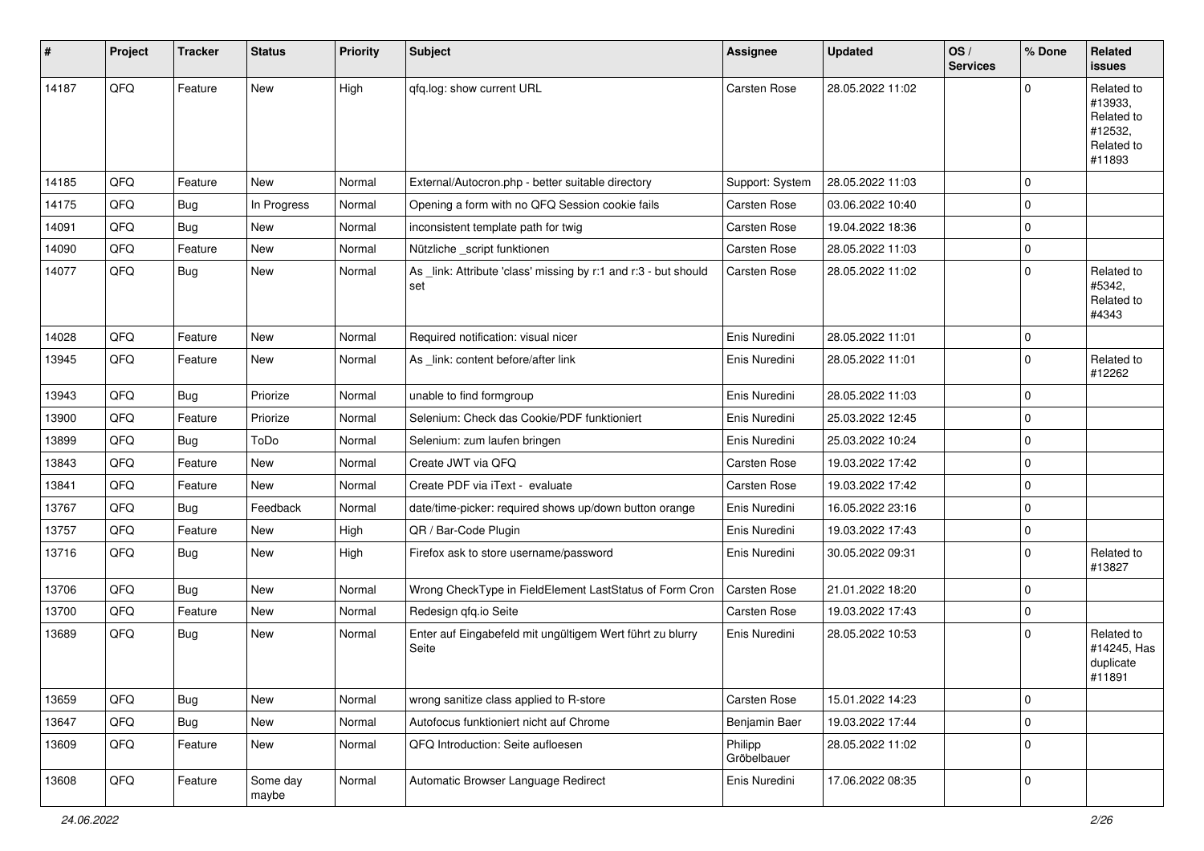| # | Project | Tracker | Status | Priority | Subject | Assignee | Updated | OS / Services | % Done | Related issues |
|---|---|---|---|---|---|---|---|---|---|---|
| 14187 | QFQ | Feature | New | High | qfq.log: show current URL | Carsten Rose | 28.05.2022 11:02 | | 0 | Related to #13933, Related to #12532, Related to #11893 |
| 14185 | QFQ | Feature | New | Normal | External/Autocron.php - better suitable directory | Support: System | 28.05.2022 11:03 | | 0 | |
| 14175 | QFQ | Bug | In Progress | Normal | Opening a form with no QFQ Session cookie fails | Carsten Rose | 03.06.2022 10:40 | | 0 | |
| 14091 | QFQ | Bug | New | Normal | inconsistent template path for twig | Carsten Rose | 19.04.2022 18:36 | | 0 | |
| 14090 | QFQ | Feature | New | Normal | Nützliche _script funktionen | Carsten Rose | 28.05.2022 11:03 | | 0 | |
| 14077 | QFQ | Bug | New | Normal | As _link: Attribute 'class' missing by r:1 and r:3 - but should set | Carsten Rose | 28.05.2022 11:02 | | 0 | Related to #5342, Related to #4343 |
| 14028 | QFQ | Feature | New | Normal | Required notification: visual nicer | Enis Nuredini | 28.05.2022 11:01 | | 0 | |
| 13945 | QFQ | Feature | New | Normal | As _link: content before/after link | Enis Nuredini | 28.05.2022 11:01 | | 0 | Related to #12262 |
| 13943 | QFQ | Bug | Priorize | Normal | unable to find formgroup | Enis Nuredini | 28.05.2022 11:03 | | 0 | |
| 13900 | QFQ | Feature | Priorize | Normal | Selenium: Check das Cookie/PDF funktioniert | Enis Nuredini | 25.03.2022 12:45 | | 0 | |
| 13899 | QFQ | Bug | ToDo | Normal | Selenium: zum laufen bringen | Enis Nuredini | 25.03.2022 10:24 | | 0 | |
| 13843 | QFQ | Feature | New | Normal | Create JWT via QFQ | Carsten Rose | 19.03.2022 17:42 | | 0 | |
| 13841 | QFQ | Feature | New | Normal | Create PDF via iText - evaluate | Carsten Rose | 19.03.2022 17:42 | | 0 | |
| 13767 | QFQ | Bug | Feedback | Normal | date/time-picker: required shows up/down button orange | Enis Nuredini | 16.05.2022 23:16 | | 0 | |
| 13757 | QFQ | Feature | New | High | QR / Bar-Code Plugin | Enis Nuredini | 19.03.2022 17:43 | | 0 | |
| 13716 | QFQ | Bug | New | High | Firefox ask to store username/password | Enis Nuredini | 30.05.2022 09:31 | | 0 | Related to #13827 |
| 13706 | QFQ | Bug | New | Normal | Wrong CheckType in FieldElement LastStatus of Form Cron | Carsten Rose | 21.01.2022 18:20 | | 0 | |
| 13700 | QFQ | Feature | New | Normal | Redesign qfq.io Seite | Carsten Rose | 19.03.2022 17:43 | | 0 | |
| 13689 | QFQ | Bug | New | Normal | Enter auf Eingabefeld mit ungültigem Wert führt zu blurry Seite | Enis Nuredini | 28.05.2022 10:53 | | 0 | Related to #14245, Has duplicate #11891 |
| 13659 | QFQ | Bug | New | Normal | wrong sanitize class applied to R-store | Carsten Rose | 15.01.2022 14:23 | | 0 | |
| 13647 | QFQ | Bug | New | Normal | Autofocus funktioniert nicht auf Chrome | Benjamin Baer | 19.03.2022 17:44 | | 0 | |
| 13609 | QFQ | Feature | New | Normal | QFQ Introduction: Seite aufloesen | Philipp Gröbelbauer | 28.05.2022 11:02 | | 0 | |
| 13608 | QFQ | Feature | Some day maybe | Normal | Automatic Browser Language Redirect | Enis Nuredini | 17.06.2022 08:35 | | 0 | |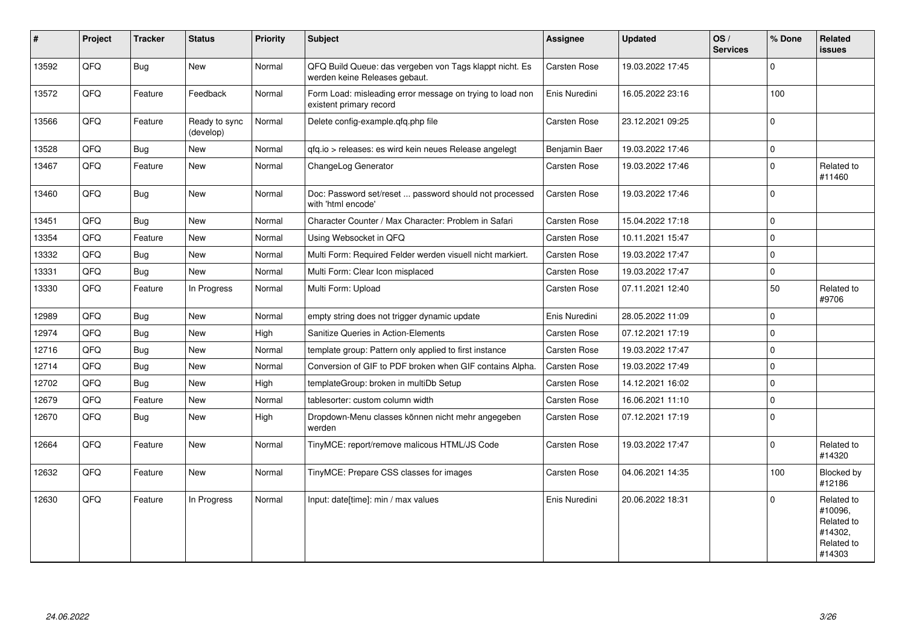| # | Project | Tracker | Status | Priority | Subject | Assignee | Updated | OS / Services | % Done | Related issues |
|---|---|---|---|---|---|---|---|---|---|---|
| 13592 | QFQ | Bug | New | Normal | QFQ Build Queue: das vergeben von Tags klappt nicht. Es werden keine Releases gebaut. | Carsten Rose | 19.03.2022 17:45 | | 0 | |
| 13572 | QFQ | Feature | Feedback | Normal | Form Load: misleading error message on trying to load non existent primary record | Enis Nuredini | 16.05.2022 23:16 | | 100 | |
| 13566 | QFQ | Feature | Ready to sync (develop) | Normal | Delete config-example.qfq.php file | Carsten Rose | 23.12.2021 09:25 | | 0 | |
| 13528 | QFQ | Bug | New | Normal | qfq.io > releases: es wird kein neues Release angelegt | Benjamin Baer | 19.03.2022 17:46 | | 0 | |
| 13467 | QFQ | Feature | New | Normal | ChangeLog Generator | Carsten Rose | 19.03.2022 17:46 | | 0 | Related to #11460 |
| 13460 | QFQ | Bug | New | Normal | Doc: Password set/reset ... password should not processed with 'html encode' | Carsten Rose | 19.03.2022 17:46 | | 0 | |
| 13451 | QFQ | Bug | New | Normal | Character Counter / Max Character: Problem in Safari | Carsten Rose | 15.04.2022 17:18 | | 0 | |
| 13354 | QFQ | Feature | New | Normal | Using Websocket in QFQ | Carsten Rose | 10.11.2021 15:47 | | 0 | |
| 13332 | QFQ | Bug | New | Normal | Multi Form: Required Felder werden visuell nicht markiert. | Carsten Rose | 19.03.2022 17:47 | | 0 | |
| 13331 | QFQ | Bug | New | Normal | Multi Form: Clear Icon misplaced | Carsten Rose | 19.03.2022 17:47 | | 0 | |
| 13330 | QFQ | Feature | In Progress | Normal | Multi Form: Upload | Carsten Rose | 07.11.2021 12:40 | | 50 | Related to #9706 |
| 12989 | QFQ | Bug | New | Normal | empty string does not trigger dynamic update | Enis Nuredini | 28.05.2022 11:09 | | 0 | |
| 12974 | QFQ | Bug | New | High | Sanitize Queries in Action-Elements | Carsten Rose | 07.12.2021 17:19 | | 0 | |
| 12716 | QFQ | Bug | New | Normal | template group: Pattern only applied to first instance | Carsten Rose | 19.03.2022 17:47 | | 0 | |
| 12714 | QFQ | Bug | New | Normal | Conversion of GIF to PDF broken when GIF contains Alpha. | Carsten Rose | 19.03.2022 17:49 | | 0 | |
| 12702 | QFQ | Bug | New | High | templateGroup: broken in multiDb Setup | Carsten Rose | 14.12.2021 16:02 | | 0 | |
| 12679 | QFQ | Feature | New | Normal | tablesorter: custom column width | Carsten Rose | 16.06.2021 11:10 | | 0 | |
| 12670 | QFQ | Bug | New | High | Dropdown-Menu classes können nicht mehr angegeben werden | Carsten Rose | 07.12.2021 17:19 | | 0 | |
| 12664 | QFQ | Feature | New | Normal | TinyMCE: report/remove malicous HTML/JS Code | Carsten Rose | 19.03.2022 17:47 | | 0 | Related to #14320 |
| 12632 | QFQ | Feature | New | Normal | TinyMCE: Prepare CSS classes for images | Carsten Rose | 04.06.2021 14:35 | | 100 | Blocked by #12186 |
| 12630 | QFQ | Feature | In Progress | Normal | Input: date[time]: min / max values | Enis Nuredini | 20.06.2022 18:31 | | 0 | Related to #10096, Related to #14302, Related to #14303 |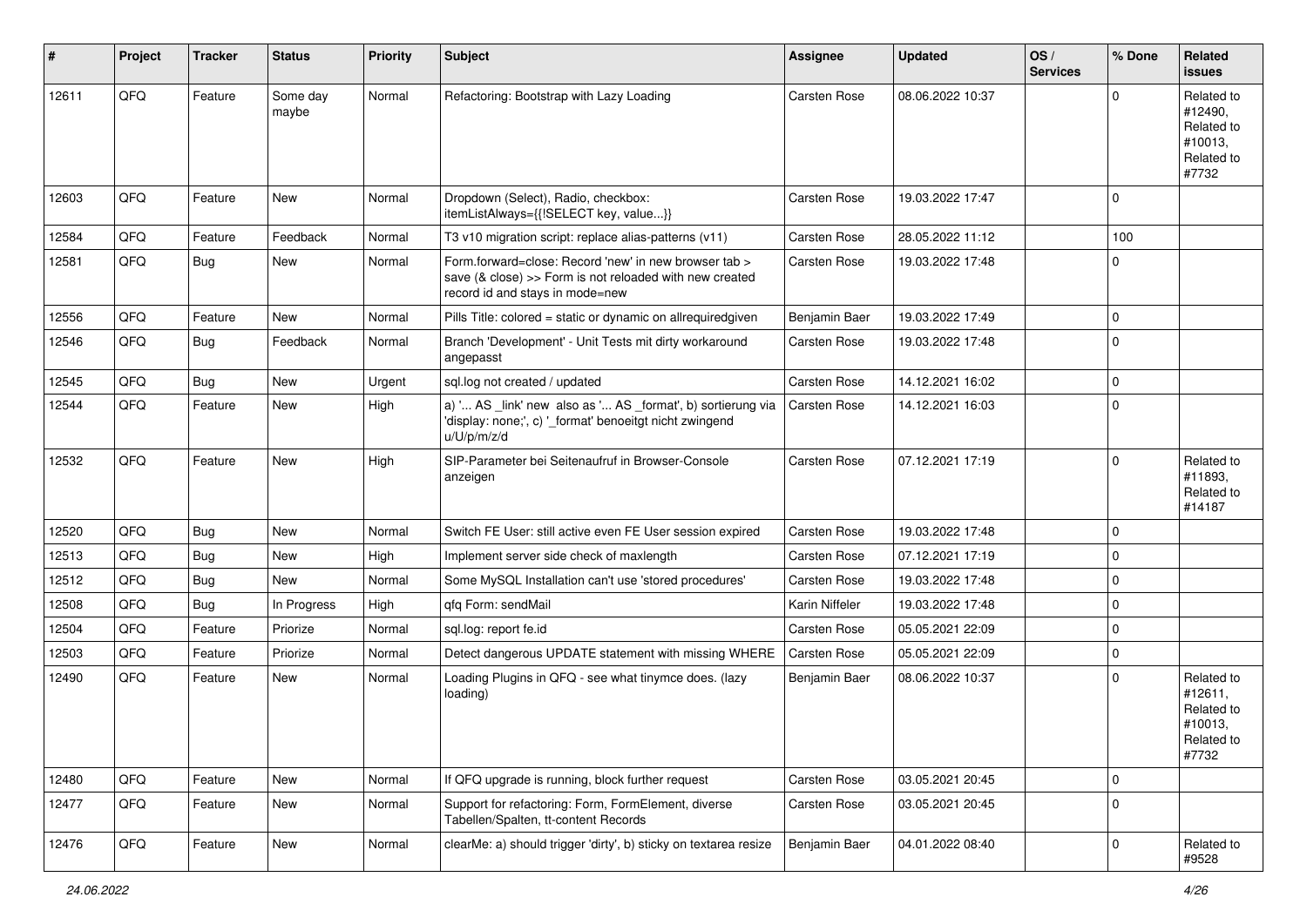| # | Project | Tracker | Status | Priority | Subject | Assignee | Updated | OS / Services | % Done | Related issues |
|---|---|---|---|---|---|---|---|---|---|---|
| 12611 | QFQ | Feature | Some day maybe | Normal | Refactoring: Bootstrap with Lazy Loading | Carsten Rose | 08.06.2022 10:37 | | 0 | Related to #12490, Related to #10013, Related to #7732 |
| 12603 | QFQ | Feature | New | Normal | Dropdown (Select), Radio, checkbox: itemListAlways={{!SELECT key, value...}} | Carsten Rose | 19.03.2022 17:47 | | 0 | |
| 12584 | QFQ | Feature | Feedback | Normal | T3 v10 migration script: replace alias-patterns (v11) | Carsten Rose | 28.05.2022 11:12 | | 100 | |
| 12581 | QFQ | Bug | New | Normal | Form.forward=close: Record 'new' in new browser tab > save (& close) >> Form is not reloaded with new created record id and stays in mode=new | Carsten Rose | 19.03.2022 17:48 | | 0 | |
| 12556 | QFQ | Feature | New | Normal | Pills Title: colored = static or dynamic on allrequiredgiven | Benjamin Baer | 19.03.2022 17:49 | | 0 | |
| 12546 | QFQ | Bug | Feedback | Normal | Branch 'Development' - Unit Tests mit dirty workaround angepasst | Carsten Rose | 19.03.2022 17:48 | | 0 | |
| 12545 | QFQ | Bug | New | Urgent | sql.log not created / updated | Carsten Rose | 14.12.2021 16:02 | | 0 | |
| 12544 | QFQ | Feature | New | High | a) '... AS _link' new also as '... AS _format', b) sortierung via 'display: none;', c) '_format' benoeitgt nicht zwingend u/U/p/m/z/d | Carsten Rose | 14.12.2021 16:03 | | 0 | |
| 12532 | QFQ | Feature | New | High | SIP-Parameter bei Seitenaufruf in Browser-Console anzeigen | Carsten Rose | 07.12.2021 17:19 | | 0 | Related to #11893, Related to #14187 |
| 12520 | QFQ | Bug | New | Normal | Switch FE User: still active even FE User session expired | Carsten Rose | 19.03.2022 17:48 | | 0 | |
| 12513 | QFQ | Bug | New | High | Implement server side check of maxlength | Carsten Rose | 07.12.2021 17:19 | | 0 | |
| 12512 | QFQ | Bug | New | Normal | Some MySQL Installation can't use 'stored procedures' | Carsten Rose | 19.03.2022 17:48 | | 0 | |
| 12508 | QFQ | Bug | In Progress | High | qfq Form: sendMail | Karin Niffeler | 19.03.2022 17:48 | | 0 | |
| 12504 | QFQ | Feature | Priorize | Normal | sql.log: report fe.id | Carsten Rose | 05.05.2021 22:09 | | 0 | |
| 12503 | QFQ | Feature | Priorize | Normal | Detect dangerous UPDATE statement with missing WHERE | Carsten Rose | 05.05.2021 22:09 | | 0 | |
| 12490 | QFQ | Feature | New | Normal | Loading Plugins in QFQ - see what tinymce does. (lazy loading) | Benjamin Baer | 08.06.2022 10:37 | | 0 | Related to #12611, Related to #10013, Related to #7732 |
| 12480 | QFQ | Feature | New | Normal | If QFQ upgrade is running, block further request | Carsten Rose | 03.05.2021 20:45 | | 0 | |
| 12477 | QFQ | Feature | New | Normal | Support for refactoring: Form, FormElement, diverse Tabellen/Spalten, tt-content Records | Carsten Rose | 03.05.2021 20:45 | | 0 | |
| 12476 | QFQ | Feature | New | Normal | clearMe: a) should trigger 'dirty', b) sticky on textarea resize | Benjamin Baer | 04.01.2022 08:40 | | 0 | Related to #9528 |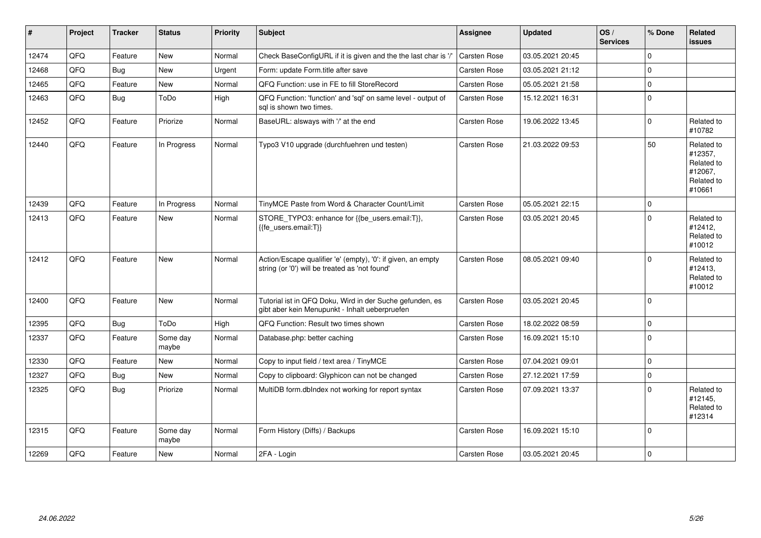| # | Project | Tracker | Status | Priority | Subject | Assignee | Updated | OS / Services | % Done | Related issues |
|---|---|---|---|---|---|---|---|---|---|---|
| 12474 | QFQ | Feature | New | Normal | Check BaseConfigURL if it is given and the the last char is '/' | Carsten Rose | 03.05.2021 20:45 | | 0 | |
| 12468 | QFQ | Bug | New | Urgent | Form: update Form.title after save | Carsten Rose | 03.05.2021 21:12 | | 0 | |
| 12465 | QFQ | Feature | New | Normal | QFQ Function: use in FE to fill StoreRecord | Carsten Rose | 05.05.2021 21:58 | | 0 | |
| 12463 | QFQ | Bug | ToDo | High | QFQ Function: 'function' and 'sql' on same level - output of sql is shown two times. | Carsten Rose | 15.12.2021 16:31 | | 0 | |
| 12452 | QFQ | Feature | Priorize | Normal | BaseURL: alsways with '/' at the end | Carsten Rose | 19.06.2022 13:45 | | 0 | Related to #10782 |
| 12440 | QFQ | Feature | In Progress | Normal | Typo3 V10 upgrade (durchfuehren und testen) | Carsten Rose | 21.03.2022 09:53 | | 50 | Related to #12357, Related to #12067, Related to #10661 |
| 12439 | QFQ | Feature | In Progress | Normal | TinyMCE Paste from Word & Character Count/Limit | Carsten Rose | 05.05.2021 22:15 | | 0 | |
| 12413 | QFQ | Feature | New | Normal | STORE_TYPO3: enhance for {{be_users.email:T}}, {{fe_users.email:T}} | Carsten Rose | 03.05.2021 20:45 | | 0 | Related to #12412, Related to #10012 |
| 12412 | QFQ | Feature | New | Normal | Action/Escape qualifier 'e' (empty), '0': if given, an empty string (or '0') will be treated as 'not found' | Carsten Rose | 08.05.2021 09:40 | | 0 | Related to #12413, Related to #10012 |
| 12400 | QFQ | Feature | New | Normal | Tutorial ist in QFQ Doku, Wird in der Suche gefunden, es gibt aber kein Menupunkt - Inhalt ueberpruefen | Carsten Rose | 03.05.2021 20:45 | | 0 | |
| 12395 | QFQ | Bug | ToDo | High | QFQ Function: Result two times shown | Carsten Rose | 18.02.2022 08:59 | | 0 | |
| 12337 | QFQ | Feature | Some day maybe | Normal | Database.php: better caching | Carsten Rose | 16.09.2021 15:10 | | 0 | |
| 12330 | QFQ | Feature | New | Normal | Copy to input field / text area / TinyMCE | Carsten Rose | 07.04.2021 09:01 | | 0 | |
| 12327 | QFQ | Bug | New | Normal | Copy to clipboard: Glyphicon can not be changed | Carsten Rose | 27.12.2021 17:59 | | 0 | |
| 12325 | QFQ | Bug | Priorize | Normal | MultiDB form.dbIndex not working for report syntax | Carsten Rose | 07.09.2021 13:37 | | 0 | Related to #12145, Related to #12314 |
| 12315 | QFQ | Feature | Some day maybe | Normal | Form History (Diffs) / Backups | Carsten Rose | 16.09.2021 15:10 | | 0 | |
| 12269 | QFQ | Feature | New | Normal | 2FA - Login | Carsten Rose | 03.05.2021 20:45 | | 0 | |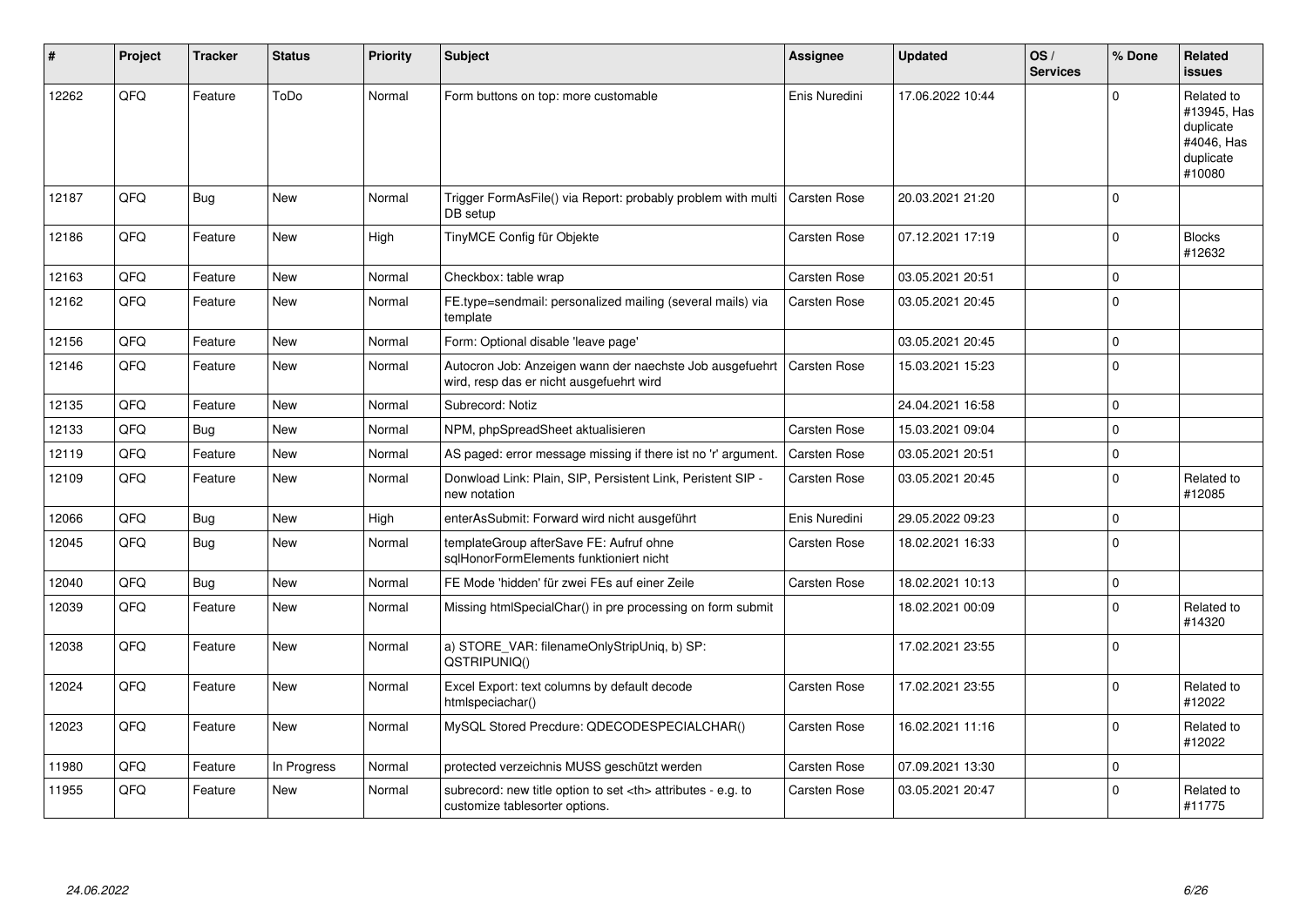| # | Project | Tracker | Status | Priority | Subject | Assignee | Updated | OS / Services | % Done | Related issues |
|---|---|---|---|---|---|---|---|---|---|---|
| 12262 | QFQ | Feature | ToDo | Normal | Form buttons on top: more customable | Enis Nuredini | 17.06.2022 10:44 | | 0 | Related to #13945, Has duplicate #4046, Has duplicate #10080 |
| 12187 | QFQ | Bug | New | Normal | Trigger FormAsFile() via Report: probably problem with multi DB setup | Carsten Rose | 20.03.2021 21:20 | | 0 | |
| 12186 | QFQ | Feature | New | High | TinyMCE Config für Objekte | Carsten Rose | 07.12.2021 17:19 | | 0 | Blocks #12632 |
| 12163 | QFQ | Feature | New | Normal | Checkbox: table wrap | Carsten Rose | 03.05.2021 20:51 | | 0 | |
| 12162 | QFQ | Feature | New | Normal | FE.type=sendmail: personalized mailing (several mails) via template | Carsten Rose | 03.05.2021 20:45 | | 0 | |
| 12156 | QFQ | Feature | New | Normal | Form: Optional disable 'leave page' | | 03.05.2021 20:45 | | 0 | |
| 12146 | QFQ | Feature | New | Normal | Autocron Job: Anzeigen wann der naechste Job ausgefuehrt wird, resp das er nicht ausgefuehrt wird | Carsten Rose | 15.03.2021 15:23 | | 0 | |
| 12135 | QFQ | Feature | New | Normal | Subrecord: Notiz | | 24.04.2021 16:58 | | 0 | |
| 12133 | QFQ | Bug | New | Normal | NPM, phpSpreadSheet aktualisieren | Carsten Rose | 15.03.2021 09:04 | | 0 | |
| 12119 | QFQ | Feature | New | Normal | AS paged: error message missing if there ist no 'r' argument. | Carsten Rose | 03.05.2021 20:51 | | 0 | |
| 12109 | QFQ | Feature | New | Normal | Donwload Link: Plain, SIP, Persistent Link, Peristent SIP - new notation | Carsten Rose | 03.05.2021 20:45 | | 0 | Related to #12085 |
| 12066 | QFQ | Bug | New | High | enterAsSubmit: Forward wird nicht ausgeführt | Enis Nuredini | 29.05.2022 09:23 | | 0 | |
| 12045 | QFQ | Bug | New | Normal | templateGroup afterSave FE: Aufruf ohne sqlHonorFormElements funktioniert nicht | Carsten Rose | 18.02.2021 16:33 | | 0 | |
| 12040 | QFQ | Bug | New | Normal | FE Mode 'hidden' für zwei FEs auf einer Zeile | Carsten Rose | 18.02.2021 10:13 | | 0 | |
| 12039 | QFQ | Feature | New | Normal | Missing htmlSpecialChar() in pre processing on form submit | | 18.02.2021 00:09 | | 0 | Related to #14320 |
| 12038 | QFQ | Feature | New | Normal | a) STORE_VAR: filenameOnlyStripUniq, b) SP: QSTRIPUNIQ() | | 17.02.2021 23:55 | | 0 | |
| 12024 | QFQ | Feature | New | Normal | Excel Export: text columns by default decode htmlspeciachar() | Carsten Rose | 17.02.2021 23:55 | | 0 | Related to #12022 |
| 12023 | QFQ | Feature | New | Normal | MySQL Stored Precdure: QDECODESPECIALCHAR() | Carsten Rose | 16.02.2021 11:16 | | 0 | Related to #12022 |
| 11980 | QFQ | Feature | In Progress | Normal | protected verzeichnis MUSS geschützt werden | Carsten Rose | 07.09.2021 13:30 | | 0 | |
| 11955 | QFQ | Feature | New | Normal | subrecord: new title option to set <th> attributes - e.g. to customize tablesorter options. | Carsten Rose | 03.05.2021 20:47 | | 0 | Related to #11775 |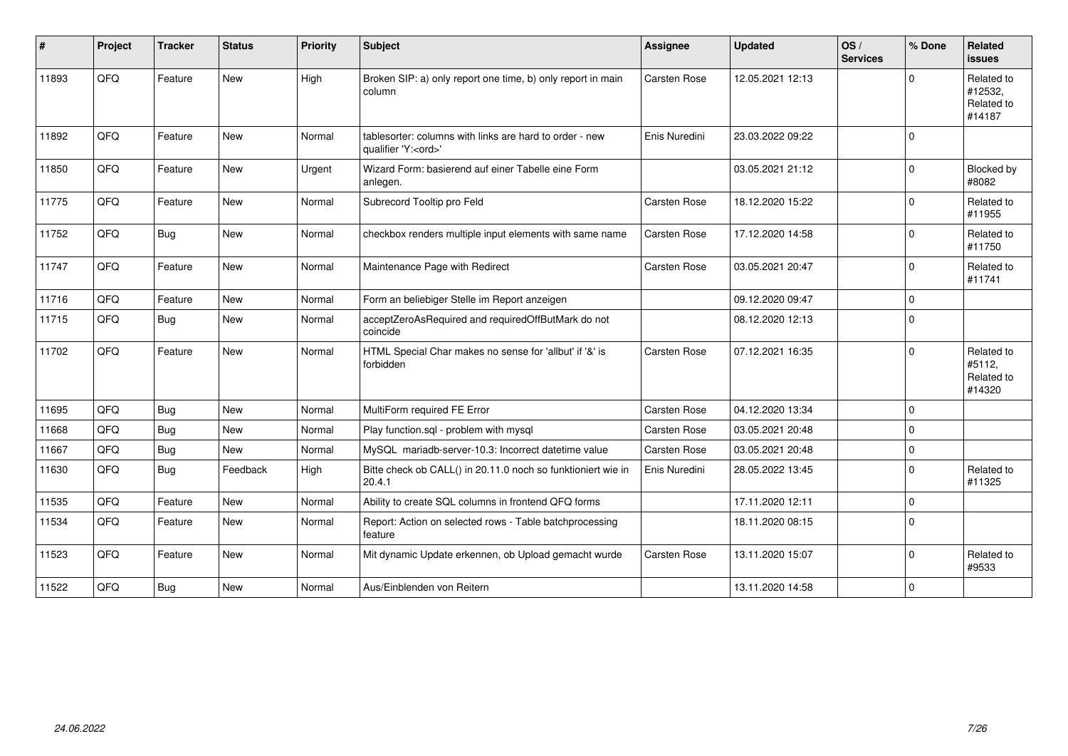| # | Project | Tracker | Status | Priority | Subject | Assignee | Updated | OS / Services | % Done | Related issues |
|---|---|---|---|---|---|---|---|---|---|---|
| 11893 | QFQ | Feature | New | High | Broken SIP: a) only report one time, b) only report in main column | Carsten Rose | 12.05.2021 12:13 | | 0 | Related to #12532, Related to #14187 |
| 11892 | QFQ | Feature | New | Normal | tablesorter: columns with links are hard to order - new qualifier 'Y:<ord>' | Enis Nuredini | 23.03.2022 09:22 | | 0 | |
| 11850 | QFQ | Feature | New | Urgent | Wizard Form: basierend auf einer Tabelle eine Form anlegen. | | 03.05.2021 21:12 | | 0 | Blocked by #8082 |
| 11775 | QFQ | Feature | New | Normal | Subrecord Tooltip pro Feld | Carsten Rose | 18.12.2020 15:22 | | 0 | Related to #11955 |
| 11752 | QFQ | Bug | New | Normal | checkbox renders multiple input elements with same name | Carsten Rose | 17.12.2020 14:58 | | 0 | Related to #11750 |
| 11747 | QFQ | Feature | New | Normal | Maintenance Page with Redirect | Carsten Rose | 03.05.2021 20:47 | | 0 | Related to #11741 |
| 11716 | QFQ | Feature | New | Normal | Form an beliebiger Stelle im Report anzeigen | | 09.12.2020 09:47 | | 0 | |
| 11715 | QFQ | Bug | New | Normal | acceptZeroAsRequired and requiredOffButMark do not coincide | | 08.12.2020 12:13 | | 0 | |
| 11702 | QFQ | Feature | New | Normal | HTML Special Char makes no sense for 'allbut' if '&' is forbidden | Carsten Rose | 07.12.2021 16:35 | | 0 | Related to #5112, Related to #14320 |
| 11695 | QFQ | Bug | New | Normal | MultiForm required FE Error | Carsten Rose | 04.12.2020 13:34 | | 0 | |
| 11668 | QFQ | Bug | New | Normal | Play function.sql - problem with mysql | Carsten Rose | 03.05.2021 20:48 | | 0 | |
| 11667 | QFQ | Bug | New | Normal | MySQL mariadb-server-10.3: Incorrect datetime value | Carsten Rose | 03.05.2021 20:48 | | 0 | |
| 11630 | QFQ | Bug | Feedback | High | Bitte check ob CALL() in 20.11.0 noch so funktioniert wie in 20.4.1 | Enis Nuredini | 28.05.2022 13:45 | | 0 | Related to #11325 |
| 11535 | QFQ | Feature | New | Normal | Ability to create SQL columns in frontend QFQ forms | | 17.11.2020 12:11 | | 0 | |
| 11534 | QFQ | Feature | New | Normal | Report: Action on selected rows - Table batchprocessing feature | | 18.11.2020 08:15 | | 0 | |
| 11523 | QFQ | Feature | New | Normal | Mit dynamic Update erkennen, ob Upload gemacht wurde | Carsten Rose | 13.11.2020 15:07 | | 0 | Related to #9533 |
| 11522 | QFQ | Bug | New | Normal | Aus/Einblenden von Reitern | | 13.11.2020 14:58 | | 0 | |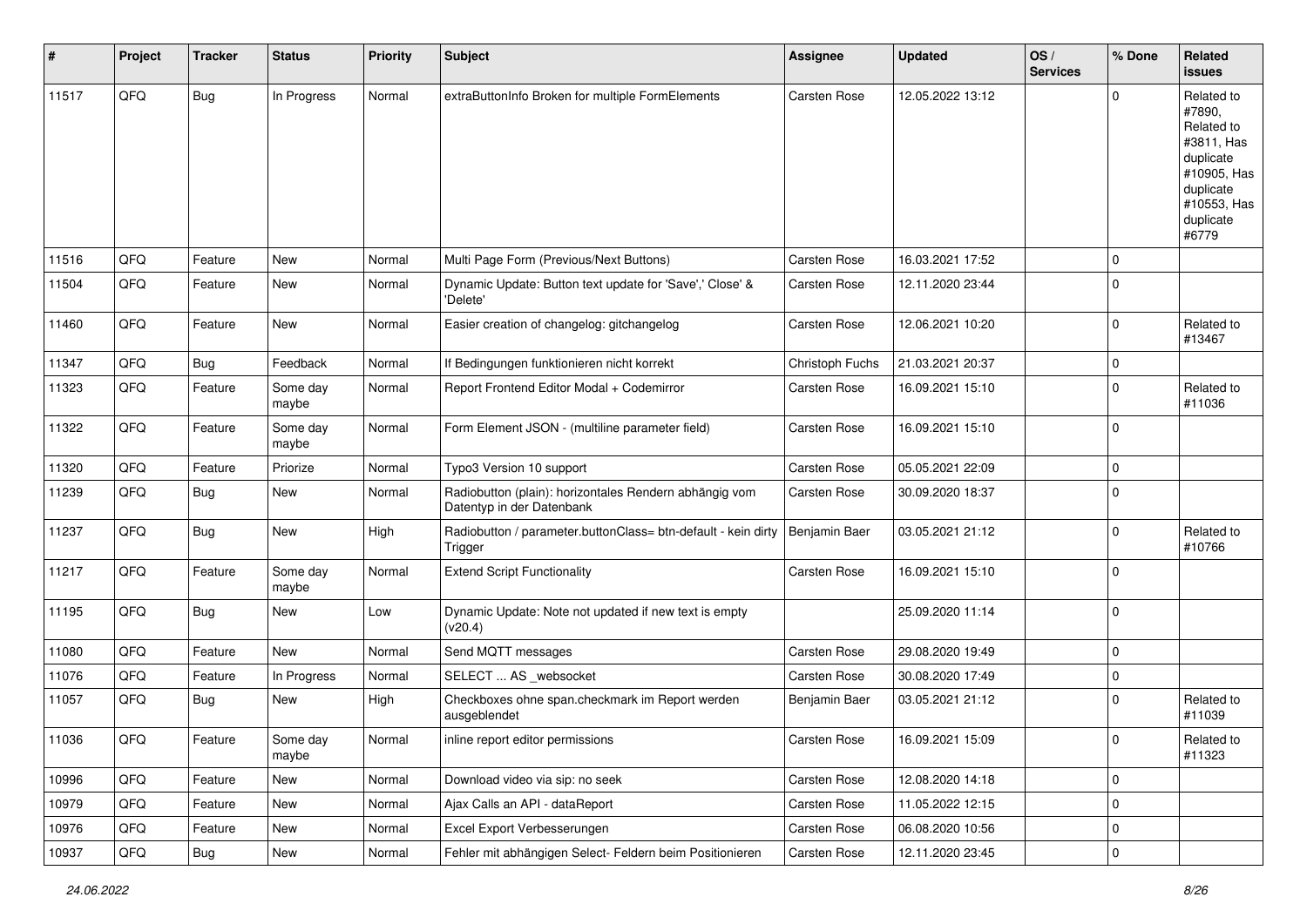| # | Project | Tracker | Status | Priority | Subject | Assignee | Updated | OS / Services | % Done | Related issues |
|---|---|---|---|---|---|---|---|---|---|---|
| 11517 | QFQ | Bug | In Progress | Normal | extraButtonInfo Broken for multiple FormElements | Carsten Rose | 12.05.2022 13:12 | | 0 | Related to #7890, Related to #3811, Has duplicate #10905, Has duplicate #10553, Has duplicate #6779 |
| 11516 | QFQ | Feature | New | Normal | Multi Page Form (Previous/Next Buttons) | Carsten Rose | 16.03.2021 17:52 | | 0 | |
| 11504 | QFQ | Feature | New | Normal | Dynamic Update: Button text update for 'Save',' Close' & 'Delete' | Carsten Rose | 12.11.2020 23:44 | | 0 | |
| 11460 | QFQ | Feature | New | Normal | Easier creation of changelog: gitchangelog | Carsten Rose | 12.06.2021 10:20 | | 0 | Related to #13467 |
| 11347 | QFQ | Bug | Feedback | Normal | If Bedingungen funktionieren nicht korrekt | Christoph Fuchs | 21.03.2021 20:37 | | 0 | |
| 11323 | QFQ | Feature | Some day maybe | Normal | Report Frontend Editor Modal + Codemirror | Carsten Rose | 16.09.2021 15:10 | | 0 | Related to #11036 |
| 11322 | QFQ | Feature | Some day maybe | Normal | Form Element JSON - (multiline parameter field) | Carsten Rose | 16.09.2021 15:10 | | 0 | |
| 11320 | QFQ | Feature | Priorize | Normal | Typo3 Version 10 support | Carsten Rose | 05.05.2021 22:09 | | 0 | |
| 11239 | QFQ | Bug | New | Normal | Radiobutton (plain): horizontales Rendern abhängig vom Datentyp in der Datenbank | Carsten Rose | 30.09.2020 18:37 | | 0 | |
| 11237 | QFQ | Bug | New | High | Radiobutton / parameter.buttonClass= btn-default - kein dirty Trigger | Benjamin Baer | 03.05.2021 21:12 | | 0 | Related to #10766 |
| 11217 | QFQ | Feature | Some day maybe | Normal | Extend Script Functionality | Carsten Rose | 16.09.2021 15:10 | | 0 | |
| 11195 | QFQ | Bug | New | Low | Dynamic Update: Note not updated if new text is empty (v20.4) | | 25.09.2020 11:14 | | 0 | |
| 11080 | QFQ | Feature | New | Normal | Send MQTT messages | Carsten Rose | 29.08.2020 19:49 | | 0 | |
| 11076 | QFQ | Feature | In Progress | Normal | SELECT ... AS _websocket | Carsten Rose | 30.08.2020 17:49 | | 0 | |
| 11057 | QFQ | Bug | New | High | Checkboxes ohne span.checkmark im Report werden ausgeblendet | Benjamin Baer | 03.05.2021 21:12 | | 0 | Related to #11039 |
| 11036 | QFQ | Feature | Some day maybe | Normal | inline report editor permissions | Carsten Rose | 16.09.2021 15:09 | | 0 | Related to #11323 |
| 10996 | QFQ | Feature | New | Normal | Download video via sip: no seek | Carsten Rose | 12.08.2020 14:18 | | 0 | |
| 10979 | QFQ | Feature | New | Normal | Ajax Calls an API - dataReport | Carsten Rose | 11.05.2022 12:15 | | 0 | |
| 10976 | QFQ | Feature | New | Normal | Excel Export Verbesserungen | Carsten Rose | 06.08.2020 10:56 | | 0 | |
| 10937 | QFQ | Bug | New | Normal | Fehler mit abhängigen Select- Feldern beim Positionieren | Carsten Rose | 12.11.2020 23:45 | | 0 | |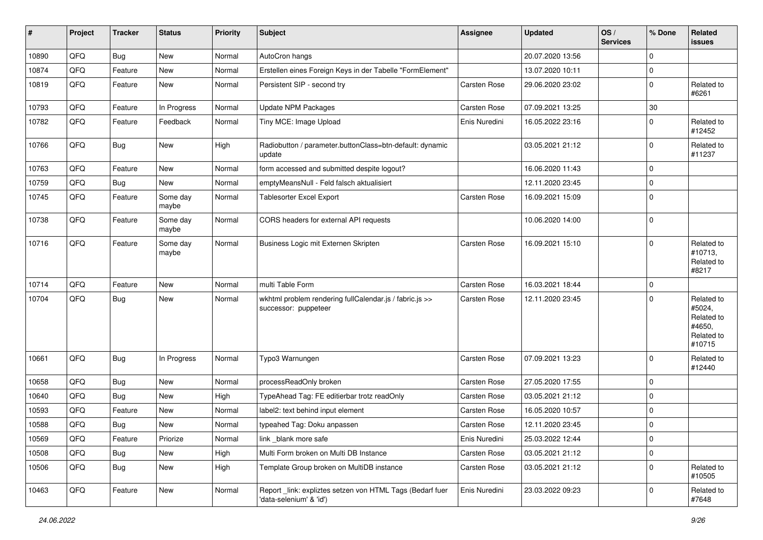| # | Project | Tracker | Status | Priority | Subject | Assignee | Updated | OS / Services | % Done | Related issues |
|---|---|---|---|---|---|---|---|---|---|---|
| 10890 | QFQ | Bug | New | Normal | AutoCron hangs | | 20.07.2020 13:56 | | 0 | |
| 10874 | QFQ | Feature | New | Normal | Erstellen eines Foreign Keys in der Tabelle "FormElement" | | 13.07.2020 10:11 | | 0 | |
| 10819 | QFQ | Feature | New | Normal | Persistent SIP - second try | Carsten Rose | 29.06.2020 23:02 | | 0 | Related to #6261 |
| 10793 | QFQ | Feature | In Progress | Normal | Update NPM Packages | Carsten Rose | 07.09.2021 13:25 | | 30 | |
| 10782 | QFQ | Feature | Feedback | Normal | Tiny MCE: Image Upload | Enis Nuredini | 16.05.2022 23:16 | | 0 | Related to #12452 |
| 10766 | QFQ | Bug | New | High | Radiobutton / parameter.buttonClass=btn-default: dynamic update | | 03.05.2021 21:12 | | 0 | Related to #11237 |
| 10763 | QFQ | Feature | New | Normal | form accessed and submitted despite logout? | | 16.06.2020 11:43 | | 0 | |
| 10759 | QFQ | Bug | New | Normal | emptyMeansNull - Feld falsch aktualisiert | | 12.11.2020 23:45 | | 0 | |
| 10745 | QFQ | Feature | Some day maybe | Normal | Tablesorter Excel Export | Carsten Rose | 16.09.2021 15:09 | | 0 | |
| 10738 | QFQ | Feature | Some day maybe | Normal | CORS headers for external API requests | | 10.06.2020 14:00 | | 0 | |
| 10716 | QFQ | Feature | Some day maybe | Normal | Business Logic mit Externen Skripten | Carsten Rose | 16.09.2021 15:10 | | 0 | Related to #10713, Related to #8217 |
| 10714 | QFQ | Feature | New | Normal | multi Table Form | Carsten Rose | 16.03.2021 18:44 | | 0 | |
| 10704 | QFQ | Bug | New | Normal | wkhtml problem rendering fullCalendar.js / fabric.js >> successor: puppeteer | Carsten Rose | 12.11.2020 23:45 | | 0 | Related to #5024, Related to #4650, Related to #10715 |
| 10661 | QFQ | Bug | In Progress | Normal | Typo3 Warnungen | Carsten Rose | 07.09.2021 13:23 | | 0 | Related to #12440 |
| 10658 | QFQ | Bug | New | Normal | processReadOnly broken | Carsten Rose | 27.05.2020 17:55 | | 0 | |
| 10640 | QFQ | Bug | New | High | TypeAhead Tag: FE editierbar trotz readOnly | Carsten Rose | 03.05.2021 21:12 | | 0 | |
| 10593 | QFQ | Feature | New | Normal | label2: text behind input element | Carsten Rose | 16.05.2020 10:57 | | 0 | |
| 10588 | QFQ | Bug | New | Normal | typeahed Tag: Doku anpassen | Carsten Rose | 12.11.2020 23:45 | | 0 | |
| 10569 | QFQ | Feature | Priorize | Normal | link _blank more safe | Enis Nuredini | 25.03.2022 12:44 | | 0 | |
| 10508 | QFQ | Bug | New | High | Multi Form broken on Multi DB Instance | Carsten Rose | 03.05.2021 21:12 | | 0 | |
| 10506 | QFQ | Bug | New | High | Template Group broken on MultiDB instance | Carsten Rose | 03.05.2021 21:12 | | 0 | Related to #10505 |
| 10463 | QFQ | Feature | New | Normal | Report _link: expliztes setzen von HTML Tags (Bedarf fuer 'data-selenium' & 'id') | Enis Nuredini | 23.03.2022 09:23 | | 0 | Related to #7648 |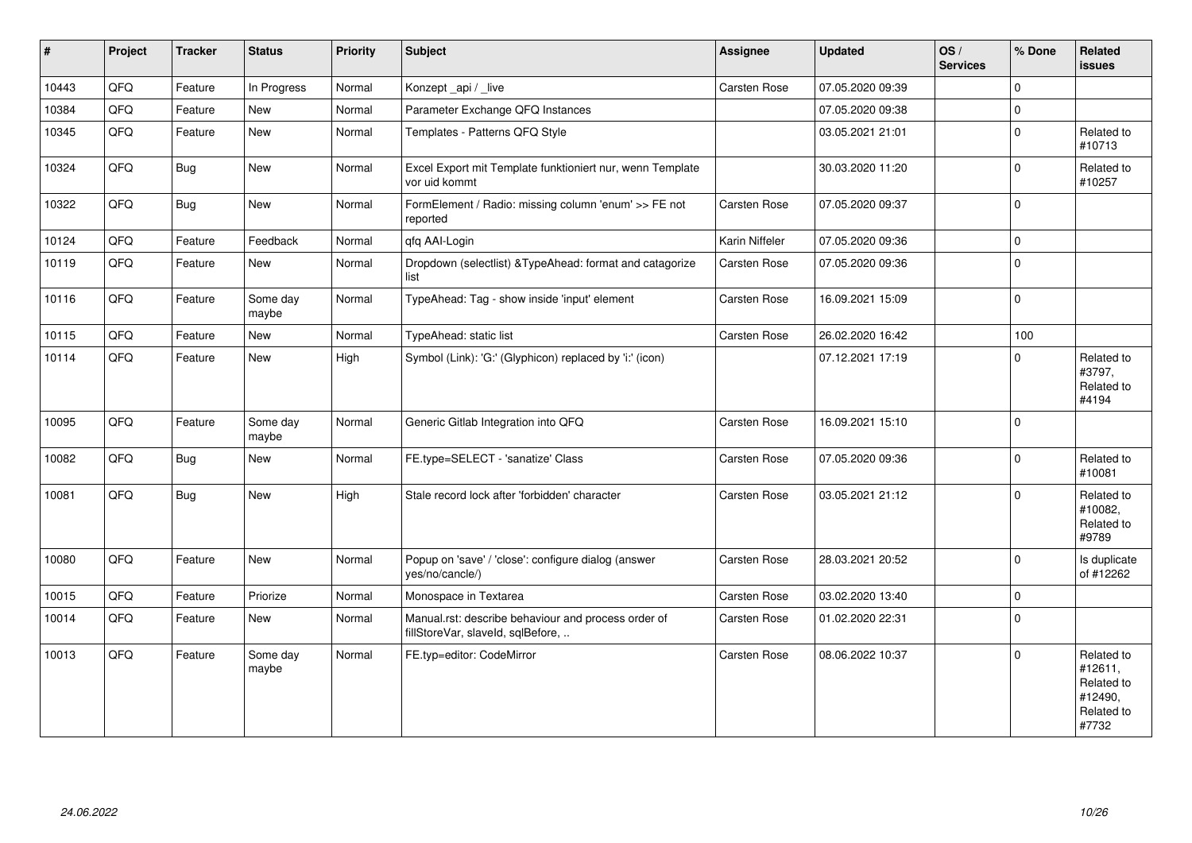| # | Project | Tracker | Status | Priority | Subject | Assignee | Updated | OS / Services | % Done | Related issues |
|---|---|---|---|---|---|---|---|---|---|---|
| 10443 | QFQ | Feature | In Progress | Normal | Konzept _api / _live | Carsten Rose | 07.05.2020 09:39 | | 0 | |
| 10384 | QFQ | Feature | New | Normal | Parameter Exchange QFQ Instances | | 07.05.2020 09:38 | | 0 | |
| 10345 | QFQ | Feature | New | Normal | Templates - Patterns QFQ Style | | 03.05.2021 21:01 | | 0 | Related to #10713 |
| 10324 | QFQ | Bug | New | Normal | Excel Export mit Template funktioniert nur, wenn Template vor uid kommt | | 30.03.2020 11:20 | | 0 | Related to #10257 |
| 10322 | QFQ | Bug | New | Normal | FormElement / Radio: missing column 'enum' >> FE not reported | Carsten Rose | 07.05.2020 09:37 | | 0 | |
| 10124 | QFQ | Feature | Feedback | Normal | qfq AAI-Login | Karin Niffeler | 07.05.2020 09:36 | | 0 | |
| 10119 | QFQ | Feature | New | Normal | Dropdown (selectlist) &TypeAhead: format and catagorize list | Carsten Rose | 07.05.2020 09:36 | | 0 | |
| 10116 | QFQ | Feature | Some day maybe | Normal | TypeAhead: Tag - show inside 'input' element | Carsten Rose | 16.09.2021 15:09 | | 0 | |
| 10115 | QFQ | Feature | New | Normal | TypeAhead: static list | Carsten Rose | 26.02.2020 16:42 | | 100 | |
| 10114 | QFQ | Feature | New | High | Symbol (Link): 'G:' (Glyphicon) replaced by 'i:' (icon) | | 07.12.2021 17:19 | | 0 | Related to #3797, Related to #4194 |
| 10095 | QFQ | Feature | Some day maybe | Normal | Generic Gitlab Integration into QFQ | Carsten Rose | 16.09.2021 15:10 | | 0 | |
| 10082 | QFQ | Bug | New | Normal | FE.type=SELECT - 'sanatize' Class | Carsten Rose | 07.05.2020 09:36 | | 0 | Related to #10081 |
| 10081 | QFQ | Bug | New | High | Stale record lock after 'forbidden' character | Carsten Rose | 03.05.2021 21:12 | | 0 | Related to #10082, Related to #9789 |
| 10080 | QFQ | Feature | New | Normal | Popup on 'save' / 'close': configure dialog (answer yes/no/cancle/) | Carsten Rose | 28.03.2021 20:52 | | 0 | Is duplicate of #12262 |
| 10015 | QFQ | Feature | Priorize | Normal | Monospace in Textarea | Carsten Rose | 03.02.2020 13:40 | | 0 | |
| 10014 | QFQ | Feature | New | Normal | Manual.rst: describe behaviour and process order of fillStoreVar, slaveId, sqlBefore, .. | Carsten Rose | 01.02.2020 22:31 | | 0 | |
| 10013 | QFQ | Feature | Some day maybe | Normal | FE.typ=editor: CodeMirror | Carsten Rose | 08.06.2022 10:37 | | 0 | Related to #12611, Related to #12490, Related to #7732 |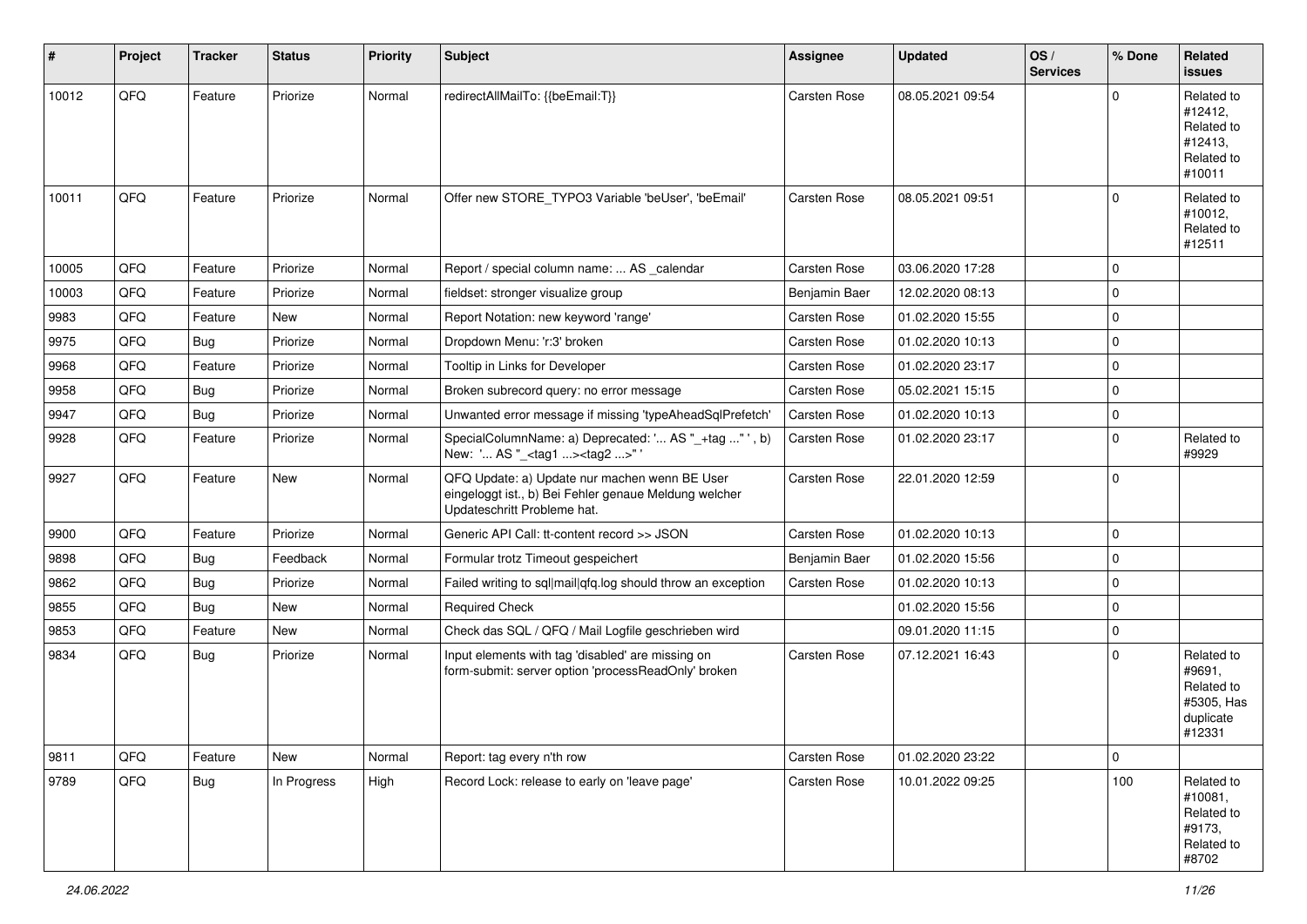| # | Project | Tracker | Status | Priority | Subject | Assignee | Updated | OS / Services | % Done | Related issues |
|---|---|---|---|---|---|---|---|---|---|---|
| 10012 | QFQ | Feature | Priorize | Normal | redirectAllMailTo: {{beEmail:T}} | Carsten Rose | 08.05.2021 09:54 | | 0 | Related to #12412, Related to #12413, Related to #10011 |
| 10011 | QFQ | Feature | Priorize | Normal | Offer new STORE_TYPO3 Variable 'beUser', 'beEmail' | Carsten Rose | 08.05.2021 09:51 | | 0 | Related to #10012, Related to #12511 |
| 10005 | QFQ | Feature | Priorize | Normal | Report / special column name: ... AS _calendar | Carsten Rose | 03.06.2020 17:28 | | 0 | |
| 10003 | QFQ | Feature | Priorize | Normal | fieldset: stronger visualize group | Benjamin Baer | 12.02.2020 08:13 | | 0 | |
| 9983 | QFQ | Feature | New | Normal | Report Notation: new keyword 'range' | Carsten Rose | 01.02.2020 15:55 | | 0 | |
| 9975 | QFQ | Bug | Priorize | Normal | Dropdown Menu: 'r:3' broken | Carsten Rose | 01.02.2020 10:13 | | 0 | |
| 9968 | QFQ | Feature | Priorize | Normal | Tooltip in Links for Developer | Carsten Rose | 01.02.2020 23:17 | | 0 | |
| 9958 | QFQ | Bug | Priorize | Normal | Broken subrecord query: no error message | Carsten Rose | 05.02.2021 15:15 | | 0 | |
| 9947 | QFQ | Bug | Priorize | Normal | Unwanted error message if missing 'typeAheadSqlPrefetch' | Carsten Rose | 01.02.2020 10:13 | | 0 | |
| 9928 | QFQ | Feature | Priorize | Normal | SpecialColumnName: a) Deprecated: '... AS "_+tag ..." ', b) New: '... AS "_<tag1 ...><tag2 ...>" ' | Carsten Rose | 01.02.2020 23:17 | | 0 | Related to #9929 |
| 9927 | QFQ | Feature | New | Normal | QFQ Update: a) Update nur machen wenn BE User eingeloggt ist., b) Bei Fehler genaue Meldung welcher Updateschritt Probleme hat. | Carsten Rose | 22.01.2020 12:59 | | 0 | |
| 9900 | QFQ | Feature | Priorize | Normal | Generic API Call: tt-content record >> JSON | Carsten Rose | 01.02.2020 10:13 | | 0 | |
| 9898 | QFQ | Bug | Feedback | Normal | Formular trotz Timeout gespeichert | Benjamin Baer | 01.02.2020 15:56 | | 0 | |
| 9862 | QFQ | Bug | Priorize | Normal | Failed writing to sql\|mail\|qfq.log should throw an exception | Carsten Rose | 01.02.2020 10:13 | | 0 | |
| 9855 | QFQ | Bug | New | Normal | Required Check | | 01.02.2020 15:56 | | 0 | |
| 9853 | QFQ | Feature | New | Normal | Check das SQL / QFQ / Mail Logfile geschrieben wird | | 09.01.2020 11:15 | | 0 | |
| 9834 | QFQ | Bug | Priorize | Normal | Input elements with tag 'disabled' are missing on form-submit: server option 'processReadOnly' broken | Carsten Rose | 07.12.2021 16:43 | | 0 | Related to #9691, Related to #5305, Has duplicate #12331 |
| 9811 | QFQ | Feature | New | Normal | Report: tag every n'th row | Carsten Rose | 01.02.2020 23:22 | | 0 | |
| 9789 | QFQ | Bug | In Progress | High | Record Lock: release to early on 'leave page' | Carsten Rose | 10.01.2022 09:25 | | 100 | Related to #10081, Related to #9173, Related to #8702 |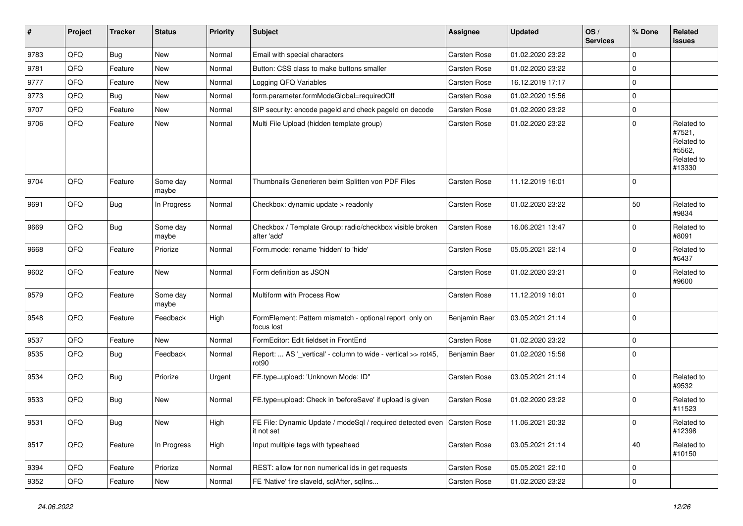| # | Project | Tracker | Status | Priority | Subject | Assignee | Updated | OS / Services | % Done | Related issues |
|---|---|---|---|---|---|---|---|---|---|---|
| 9783 | QFQ | Bug | New | Normal | Email with special characters | Carsten Rose | 01.02.2020 23:22 | | 0 | |
| 9781 | QFQ | Feature | New | Normal | Button: CSS class to make buttons smaller | Carsten Rose | 01.02.2020 23:22 | | 0 | |
| 9777 | QFQ | Feature | New | Normal | Logging QFQ Variables | Carsten Rose | 16.12.2019 17:17 | | 0 | |
| 9773 | QFQ | Bug | New | Normal | form.parameter.formModeGlobal=requiredOff | Carsten Rose | 01.02.2020 15:56 | | 0 | |
| 9707 | QFQ | Feature | New | Normal | SIP security: encode pageId and check pageId on decode | Carsten Rose | 01.02.2020 23:22 | | 0 | |
| 9706 | QFQ | Feature | New | Normal | Multi File Upload (hidden template group) | Carsten Rose | 01.02.2020 23:22 | | 0 | Related to #7521, Related to #5562, Related to #13330 |
| 9704 | QFQ | Feature | Some day maybe | Normal | Thumbnails Generieren beim Splitten von PDF Files | Carsten Rose | 11.12.2019 16:01 | | 0 | |
| 9691 | QFQ | Bug | In Progress | Normal | Checkbox: dynamic update > readonly | Carsten Rose | 01.02.2020 23:22 | | 50 | Related to #9834 |
| 9669 | QFQ | Bug | Some day maybe | Normal | Checkbox / Template Group: radio/checkbox visible broken after 'add' | Carsten Rose | 16.06.2021 13:47 | | 0 | Related to #8091 |
| 9668 | QFQ | Feature | Priorize | Normal | Form.mode: rename 'hidden' to 'hide' | Carsten Rose | 05.05.2021 22:14 | | 0 | Related to #6437 |
| 9602 | QFQ | Feature | New | Normal | Form definition as JSON | Carsten Rose | 01.02.2020 23:21 | | 0 | Related to #9600 |
| 9579 | QFQ | Feature | Some day maybe | Normal | Multiform with Process Row | Carsten Rose | 11.12.2019 16:01 | | 0 | |
| 9548 | QFQ | Feature | Feedback | High | FormElement: Pattern mismatch - optional report only on focus lost | Benjamin Baer | 03.05.2021 21:14 | | 0 | |
| 9537 | QFQ | Feature | New | Normal | FormEditor: Edit fieldset in FrontEnd | Carsten Rose | 01.02.2020 23:22 | | 0 | |
| 9535 | QFQ | Bug | Feedback | Normal | Report: ... AS '_vertical' - column to wide - vertical >> rot45, rot90 | Benjamin Baer | 01.02.2020 15:56 | | 0 | |
| 9534 | QFQ | Bug | Priorize | Urgent | FE.type=upload: 'Unknown Mode: ID" | Carsten Rose | 03.05.2021 21:14 | | 0 | Related to #9532 |
| 9533 | QFQ | Bug | New | Normal | FE.type=upload: Check in 'beforeSave' if upload is given | Carsten Rose | 01.02.2020 23:22 | | 0 | Related to #11523 |
| 9531 | QFQ | Bug | New | High | FE File: Dynamic Update / modeSql / required detected even it not set | Carsten Rose | 11.06.2021 20:32 | | 0 | Related to #12398 |
| 9517 | QFQ | Feature | In Progress | High | Input multiple tags with typeahead | Carsten Rose | 03.05.2021 21:14 | | 40 | Related to #10150 |
| 9394 | QFQ | Feature | Priorize | Normal | REST: allow for non numerical ids in get requests | Carsten Rose | 05.05.2021 22:10 | | 0 | |
| 9352 | QFQ | Feature | New | Normal | FE 'Native' fire slaveId, sqlAfter, sqlIns... | Carsten Rose | 01.02.2020 23:22 | | 0 | |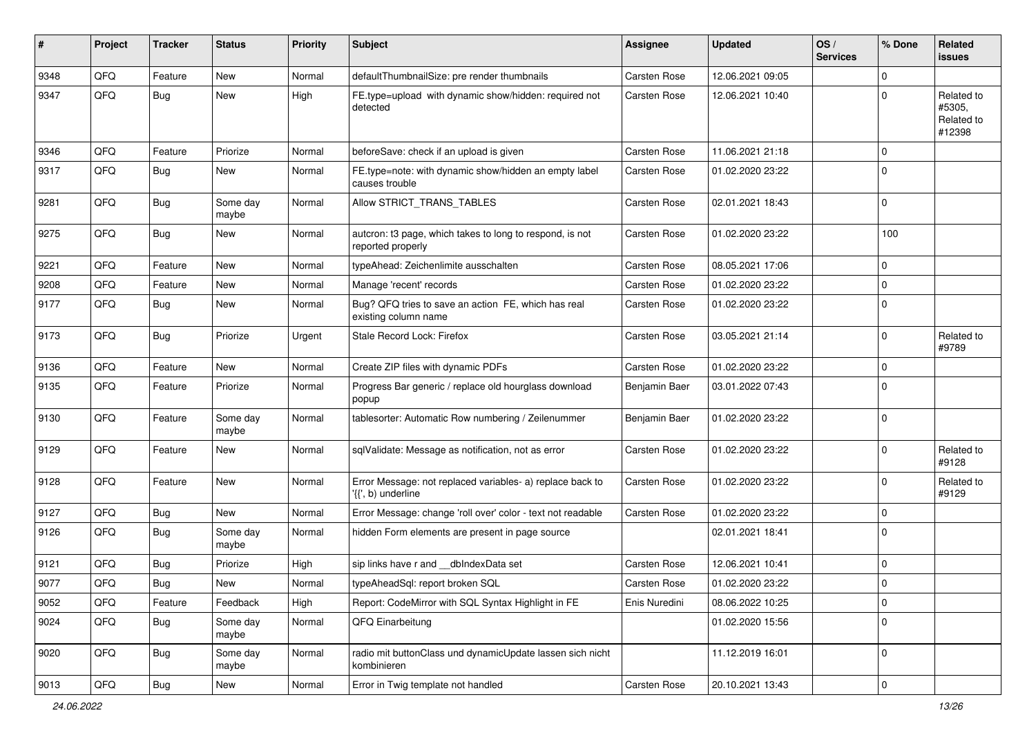| # | Project | Tracker | Status | Priority | Subject | Assignee | Updated | OS / Services | % Done | Related issues |
|---|---|---|---|---|---|---|---|---|---|---|
| 9348 | QFQ | Feature | New | Normal | defaultThumbnailSize: pre render thumbnails | Carsten Rose | 12.06.2021 09:05 | | 0 | |
| 9347 | QFQ | Bug | New | High | FE.type=upload with dynamic show/hidden: required not detected | Carsten Rose | 12.06.2021 10:40 | | 0 | Related to #5305, Related to #12398 |
| 9346 | QFQ | Feature | Priorize | Normal | beforeSave: check if an upload is given | Carsten Rose | 11.06.2021 21:18 | | 0 | |
| 9317 | QFQ | Bug | New | Normal | FE.type=note: with dynamic show/hidden an empty label causes trouble | Carsten Rose | 01.02.2020 23:22 | | 0 | |
| 9281 | QFQ | Bug | Some day maybe | Normal | Allow STRICT_TRANS_TABLES | Carsten Rose | 02.01.2021 18:43 | | 0 | |
| 9275 | QFQ | Bug | New | Normal | autcron: t3 page, which takes to long to respond, is not reported properly | Carsten Rose | 01.02.2020 23:22 | | 100 | |
| 9221 | QFQ | Feature | New | Normal | typeAhead: Zeichenlimite ausschalten | Carsten Rose | 08.05.2021 17:06 | | 0 | |
| 9208 | QFQ | Feature | New | Normal | Manage 'recent' records | Carsten Rose | 01.02.2020 23:22 | | 0 | |
| 9177 | QFQ | Bug | New | Normal | Bug? QFQ tries to save an action FE, which has real existing column name | Carsten Rose | 01.02.2020 23:22 | | 0 | |
| 9173 | QFQ | Bug | Priorize | Urgent | Stale Record Lock: Firefox | Carsten Rose | 03.05.2021 21:14 | | 0 | Related to #9789 |
| 9136 | QFQ | Feature | New | Normal | Create ZIP files with dynamic PDFs | Carsten Rose | 01.02.2020 23:22 | | 0 | |
| 9135 | QFQ | Feature | Priorize | Normal | Progress Bar generic / replace old hourglass download popup | Benjamin Baer | 03.01.2022 07:43 | | 0 | |
| 9130 | QFQ | Feature | Some day maybe | Normal | tablesorter: Automatic Row numbering / Zeilenummer | Benjamin Baer | 01.02.2020 23:22 | | 0 | |
| 9129 | QFQ | Feature | New | Normal | sqlValidate: Message as notification, not as error | Carsten Rose | 01.02.2020 23:22 | | 0 | Related to #9128 |
| 9128 | QFQ | Feature | New | Normal | Error Message: not replaced variables- a) replace back to '{{', b) underline | Carsten Rose | 01.02.2020 23:22 | | 0 | Related to #9129 |
| 9127 | QFQ | Bug | New | Normal | Error Message: change 'roll over' color - text not readable | Carsten Rose | 01.02.2020 23:22 | | 0 | |
| 9126 | QFQ | Bug | Some day maybe | Normal | hidden Form elements are present in page source | | 02.01.2021 18:41 | | 0 | |
| 9121 | QFQ | Bug | Priorize | High | sip links have r and __dbIndexData set | Carsten Rose | 12.06.2021 10:41 | | 0 | |
| 9077 | QFQ | Bug | New | Normal | typeAheadSql: report broken SQL | Carsten Rose | 01.02.2020 23:22 | | 0 | |
| 9052 | QFQ | Feature | Feedback | High | Report: CodeMirror with SQL Syntax Highlight in FE | Enis Nuredini | 08.06.2022 10:25 | | 0 | |
| 9024 | QFQ | Bug | Some day maybe | Normal | QFQ Einarbeitung | | 01.02.2020 15:56 | | 0 | |
| 9020 | QFQ | Bug | Some day maybe | Normal | radio mit buttonClass und dynamicUpdate lassen sich nicht kombinieren | | 11.12.2019 16:01 | | 0 | |
| 9013 | QFQ | Bug | New | Normal | Error in Twig template not handled | Carsten Rose | 20.10.2021 13:43 | | 0 | |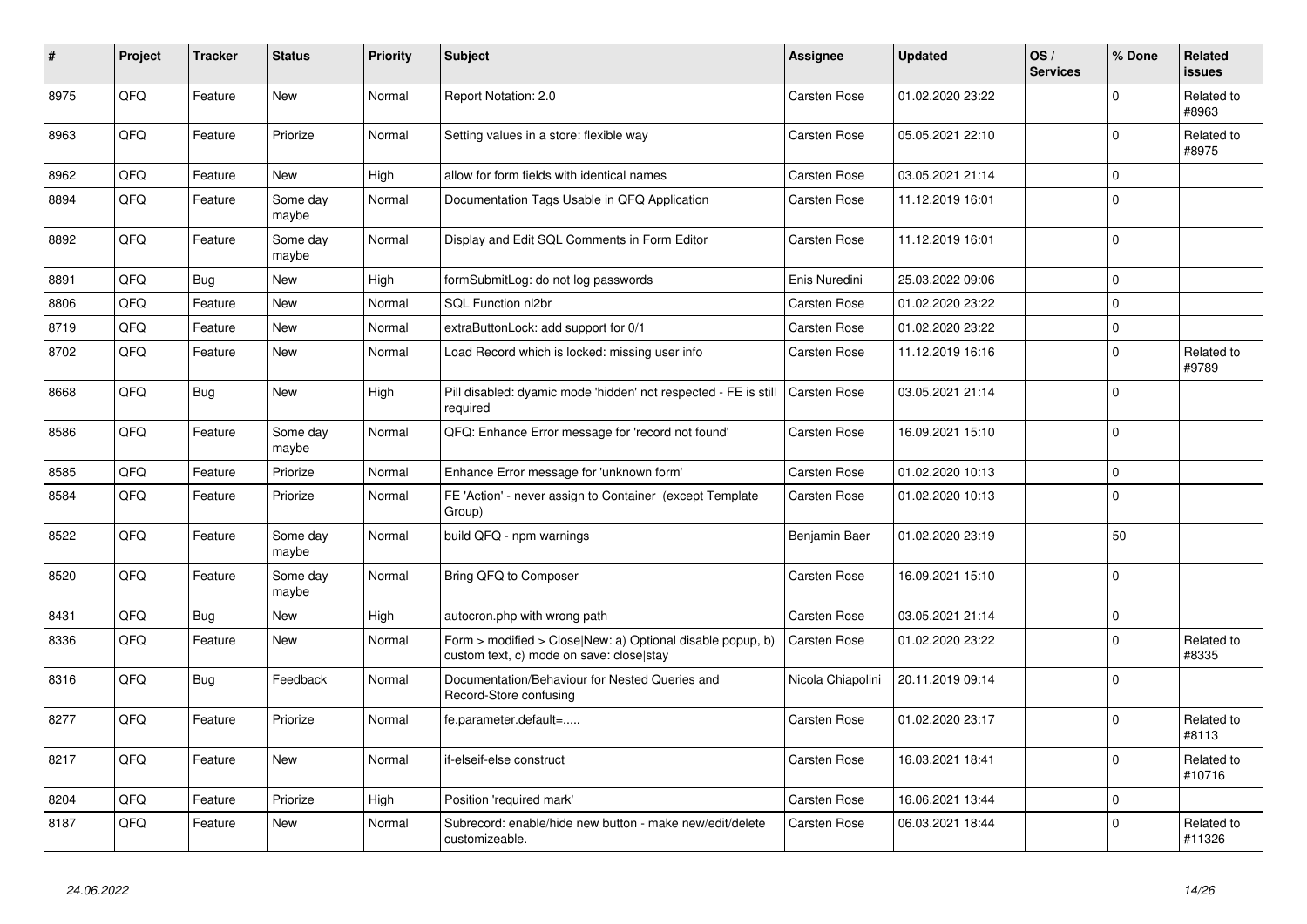| # | Project | Tracker | Status | Priority | Subject | Assignee | Updated | OS / Services | % Done | Related issues |
|---|---|---|---|---|---|---|---|---|---|---|
| 8975 | QFQ | Feature | New | Normal | Report Notation: 2.0 | Carsten Rose | 01.02.2020 23:22 | | 0 | Related to #8963 |
| 8963 | QFQ | Feature | Priorize | Normal | Setting values in a store: flexible way | Carsten Rose | 05.05.2021 22:10 | | 0 | Related to #8975 |
| 8962 | QFQ | Feature | New | High | allow for form fields with identical names | Carsten Rose | 03.05.2021 21:14 | | 0 | |
| 8894 | QFQ | Feature | Some day maybe | Normal | Documentation Tags Usable in QFQ Application | Carsten Rose | 11.12.2019 16:01 | | 0 | |
| 8892 | QFQ | Feature | Some day maybe | Normal | Display and Edit SQL Comments in Form Editor | Carsten Rose | 11.12.2019 16:01 | | 0 | |
| 8891 | QFQ | Bug | New | High | formSubmitLog: do not log passwords | Enis Nuredini | 25.03.2022 09:06 | | 0 | |
| 8806 | QFQ | Feature | New | Normal | SQL Function nl2br | Carsten Rose | 01.02.2020 23:22 | | 0 | |
| 8719 | QFQ | Feature | New | Normal | extraButtonLock: add support for 0/1 | Carsten Rose | 01.02.2020 23:22 | | 0 | |
| 8702 | QFQ | Feature | New | Normal | Load Record which is locked: missing user info | Carsten Rose | 11.12.2019 16:16 | | 0 | Related to #9789 |
| 8668 | QFQ | Bug | New | High | Pill disabled: dyamic mode 'hidden' not respected - FE is still required | Carsten Rose | 03.05.2021 21:14 | | 0 | |
| 8586 | QFQ | Feature | Some day maybe | Normal | QFQ: Enhance Error message for 'record not found' | Carsten Rose | 16.09.2021 15:10 | | 0 | |
| 8585 | QFQ | Feature | Priorize | Normal | Enhance Error message for 'unknown form' | Carsten Rose | 01.02.2020 10:13 | | 0 | |
| 8584 | QFQ | Feature | Priorize | Normal | FE 'Action' - never assign to Container (except Template Group) | Carsten Rose | 01.02.2020 10:13 | | 0 | |
| 8522 | QFQ | Feature | Some day maybe | Normal | build QFQ - npm warnings | Benjamin Baer | 01.02.2020 23:19 | | 50 | |
| 8520 | QFQ | Feature | Some day maybe | Normal | Bring QFQ to Composer | Carsten Rose | 16.09.2021 15:10 | | 0 | |
| 8431 | QFQ | Bug | New | High | autocron.php with wrong path | Carsten Rose | 03.05.2021 21:14 | | 0 | |
| 8336 | QFQ | Feature | New | Normal | Form > modified > Close\|New: a) Optional disable popup, b) custom text, c) mode on save: close\|stay | Carsten Rose | 01.02.2020 23:22 | | 0 | Related to #8335 |
| 8316 | QFQ | Bug | Feedback | Normal | Documentation/Behaviour for Nested Queries and Record-Store confusing | Nicola Chiapolini | 20.11.2019 09:14 | | 0 | |
| 8277 | QFQ | Feature | Priorize | Normal | fe.parameter.default=..... | Carsten Rose | 01.02.2020 23:17 | | 0 | Related to #8113 |
| 8217 | QFQ | Feature | New | Normal | if-elseif-else construct | Carsten Rose | 16.03.2021 18:41 | | 0 | Related to #10716 |
| 8204 | QFQ | Feature | Priorize | High | Position 'required mark' | Carsten Rose | 16.06.2021 13:44 | | 0 | |
| 8187 | QFQ | Feature | New | Normal | Subrecord: enable/hide new button - make new/edit/delete customizeable. | Carsten Rose | 06.03.2021 18:44 | | 0 | Related to #11326 |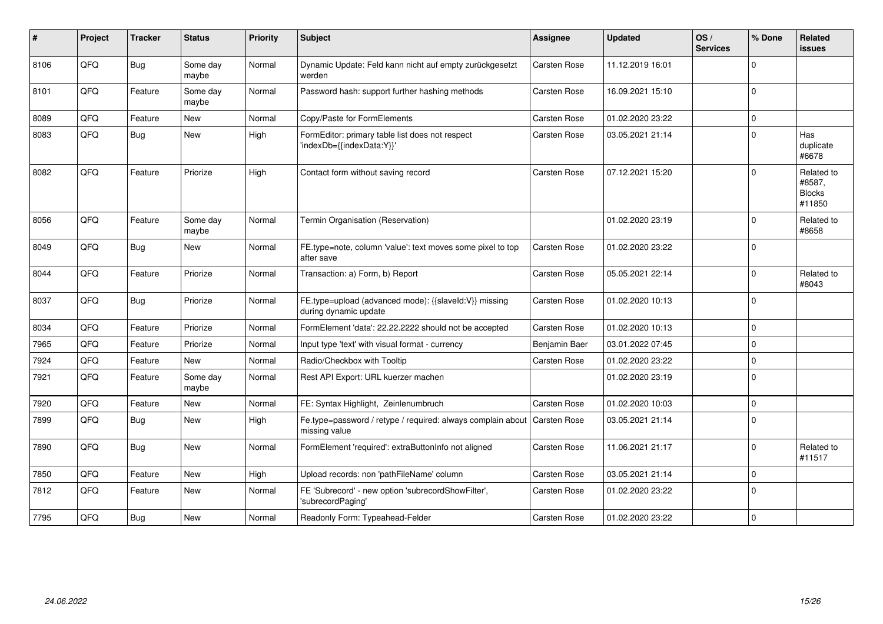| # | Project | Tracker | Status | Priority | Subject | Assignee | Updated | OS / Services | % Done | Related issues |
|---|---|---|---|---|---|---|---|---|---|---|
| 8106 | QFQ | Bug | Some day maybe | Normal | Dynamic Update: Feld kann nicht auf empty zurückgesetzt werden | Carsten Rose | 11.12.2019 16:01 | | 0 | |
| 8101 | QFQ | Feature | Some day maybe | Normal | Password hash: support further hashing methods | Carsten Rose | 16.09.2021 15:10 | | 0 | |
| 8089 | QFQ | Feature | New | Normal | Copy/Paste for FormElements | Carsten Rose | 01.02.2020 23:22 | | 0 | |
| 8083 | QFQ | Bug | New | High | FormEditor: primary table list does not respect 'indexDb={{indexData:Y}}' | Carsten Rose | 03.05.2021 21:14 | | 0 | Has duplicate #6678 |
| 8082 | QFQ | Feature | Priorize | High | Contact form without saving record | Carsten Rose | 07.12.2021 15:20 | | 0 | Related to #8587, Blocks #11850 |
| 8056 | QFQ | Feature | Some day maybe | Normal | Termin Organisation (Reservation) | | 01.02.2020 23:19 | | 0 | Related to #8658 |
| 8049 | QFQ | Bug | New | Normal | FE.type=note, column 'value': text moves some pixel to top after save | Carsten Rose | 01.02.2020 23:22 | | 0 | |
| 8044 | QFQ | Feature | Priorize | Normal | Transaction: a) Form, b) Report | Carsten Rose | 05.05.2021 22:14 | | 0 | Related to #8043 |
| 8037 | QFQ | Bug | Priorize | Normal | FE.type=upload (advanced mode): {{slaveId:V}} missing during dynamic update | Carsten Rose | 01.02.2020 10:13 | | 0 | |
| 8034 | QFQ | Feature | Priorize | Normal | FormElement 'data': 22.22.2222 should not be accepted | Carsten Rose | 01.02.2020 10:13 | | 0 | |
| 7965 | QFQ | Feature | Priorize | Normal | Input type 'text' with visual format - currency | Benjamin Baer | 03.01.2022 07:45 | | 0 | |
| 7924 | QFQ | Feature | New | Normal | Radio/Checkbox with Tooltip | Carsten Rose | 01.02.2020 23:22 | | 0 | |
| 7921 | QFQ | Feature | Some day maybe | Normal | Rest API Export: URL kuerzer machen | | 01.02.2020 23:19 | | 0 | |
| 7920 | QFQ | Feature | New | Normal | FE: Syntax Highlight, Zeinlenumbruch | Carsten Rose | 01.02.2020 10:03 | | 0 | |
| 7899 | QFQ | Bug | New | High | Fe.type=password / retype / required: always complain about missing value | Carsten Rose | 03.05.2021 21:14 | | 0 | |
| 7890 | QFQ | Bug | New | Normal | FormElement 'required': extraButtonInfo not aligned | Carsten Rose | 11.06.2021 21:17 | | 0 | Related to #11517 |
| 7850 | QFQ | Feature | New | High | Upload records: non 'pathFileName' column | Carsten Rose | 03.05.2021 21:14 | | 0 | |
| 7812 | QFQ | Feature | New | Normal | FE 'Subrecord' - new option 'subrecordShowFilter', 'subrecordPaging' | Carsten Rose | 01.02.2020 23:22 | | 0 | |
| 7795 | QFQ | Bug | New | Normal | Readonly Form: Typeahead-Felder | Carsten Rose | 01.02.2020 23:22 | | 0 | |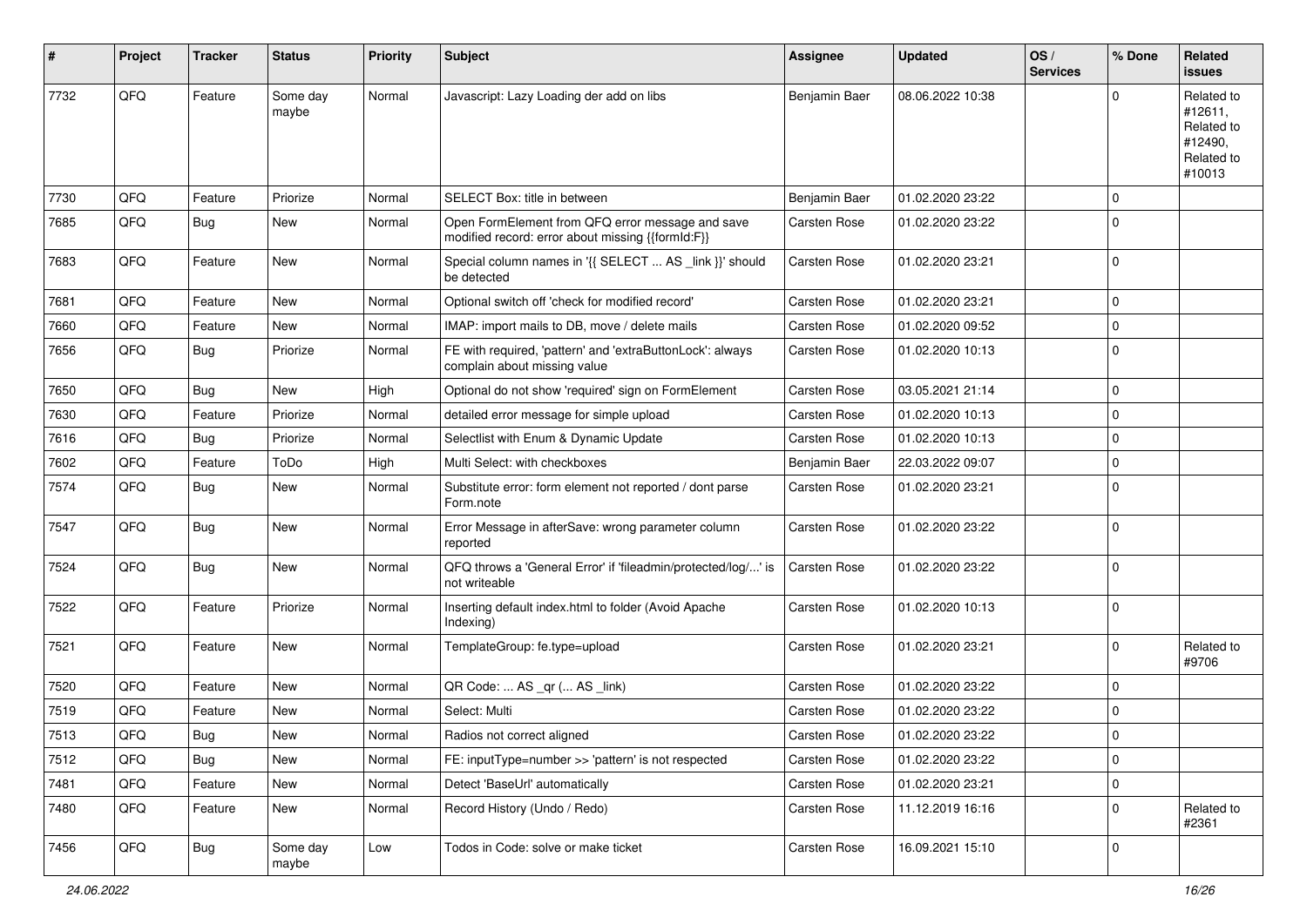| # | Project | Tracker | Status | Priority | Subject | Assignee | Updated | OS / Services | % Done | Related issues |
|---|---|---|---|---|---|---|---|---|---|---|
| 7732 | QFQ | Feature | Some day maybe | Normal | Javascript: Lazy Loading der add on libs | Benjamin Baer | 08.06.2022 10:38 | | 0 | Related to #12611, Related to #12490, Related to #10013 |
| 7730 | QFQ | Feature | Priorize | Normal | SELECT Box: title in between | Benjamin Baer | 01.02.2020 23:22 | | 0 | |
| 7685 | QFQ | Bug | New | Normal | Open FormElement from QFQ error message and save modified record: error about missing {{formId:F}} | Carsten Rose | 01.02.2020 23:22 | | 0 | |
| 7683 | QFQ | Feature | New | Normal | Special column names in '{{ SELECT ... AS _link }}' should be detected | Carsten Rose | 01.02.2020 23:21 | | 0 | |
| 7681 | QFQ | Feature | New | Normal | Optional switch off 'check for modified record' | Carsten Rose | 01.02.2020 23:21 | | 0 | |
| 7660 | QFQ | Feature | New | Normal | IMAP: import mails to DB, move / delete mails | Carsten Rose | 01.02.2020 09:52 | | 0 | |
| 7656 | QFQ | Bug | Priorize | Normal | FE with required, 'pattern' and 'extraButtonLock': always complain about missing value | Carsten Rose | 01.02.2020 10:13 | | 0 | |
| 7650 | QFQ | Bug | New | High | Optional do not show 'required' sign on FormElement | Carsten Rose | 03.05.2021 21:14 | | 0 | |
| 7630 | QFQ | Feature | Priorize | Normal | detailed error message for simple upload | Carsten Rose | 01.02.2020 10:13 | | 0 | |
| 7616 | QFQ | Bug | Priorize | Normal | Selectlist with Enum & Dynamic Update | Carsten Rose | 01.02.2020 10:13 | | 0 | |
| 7602 | QFQ | Feature | ToDo | High | Multi Select: with checkboxes | Benjamin Baer | 22.03.2022 09:07 | | 0 | |
| 7574 | QFQ | Bug | New | Normal | Substitute error: form element not reported / dont parse Form.note | Carsten Rose | 01.02.2020 23:21 | | 0 | |
| 7547 | QFQ | Bug | New | Normal | Error Message in afterSave: wrong parameter column reported | Carsten Rose | 01.02.2020 23:22 | | 0 | |
| 7524 | QFQ | Bug | New | Normal | QFQ throws a 'General Error' if 'fileadmin/protected/log/...' is not writeable | Carsten Rose | 01.02.2020 23:22 | | 0 | |
| 7522 | QFQ | Feature | Priorize | Normal | Inserting default index.html to folder (Avoid Apache Indexing) | Carsten Rose | 01.02.2020 10:13 | | 0 | |
| 7521 | QFQ | Feature | New | Normal | TemplateGroup: fe.type=upload | Carsten Rose | 01.02.2020 23:21 | | 0 | Related to #9706 |
| 7520 | QFQ | Feature | New | Normal | QR Code: ... AS _qr (... AS _link) | Carsten Rose | 01.02.2020 23:22 | | 0 | |
| 7519 | QFQ | Feature | New | Normal | Select: Multi | Carsten Rose | 01.02.2020 23:22 | | 0 | |
| 7513 | QFQ | Bug | New | Normal | Radios not correct aligned | Carsten Rose | 01.02.2020 23:22 | | 0 | |
| 7512 | QFQ | Bug | New | Normal | FE: inputType=number >> 'pattern' is not respected | Carsten Rose | 01.02.2020 23:22 | | 0 | |
| 7481 | QFQ | Feature | New | Normal | Detect 'BaseUrl' automatically | Carsten Rose | 01.02.2020 23:21 | | 0 | |
| 7480 | QFQ | Feature | New | Normal | Record History (Undo / Redo) | Carsten Rose | 11.12.2019 16:16 | | 0 | Related to #2361 |
| 7456 | QFQ | Bug | Some day maybe | Low | Todos in Code: solve or make ticket | Carsten Rose | 16.09.2021 15:10 | | 0 | |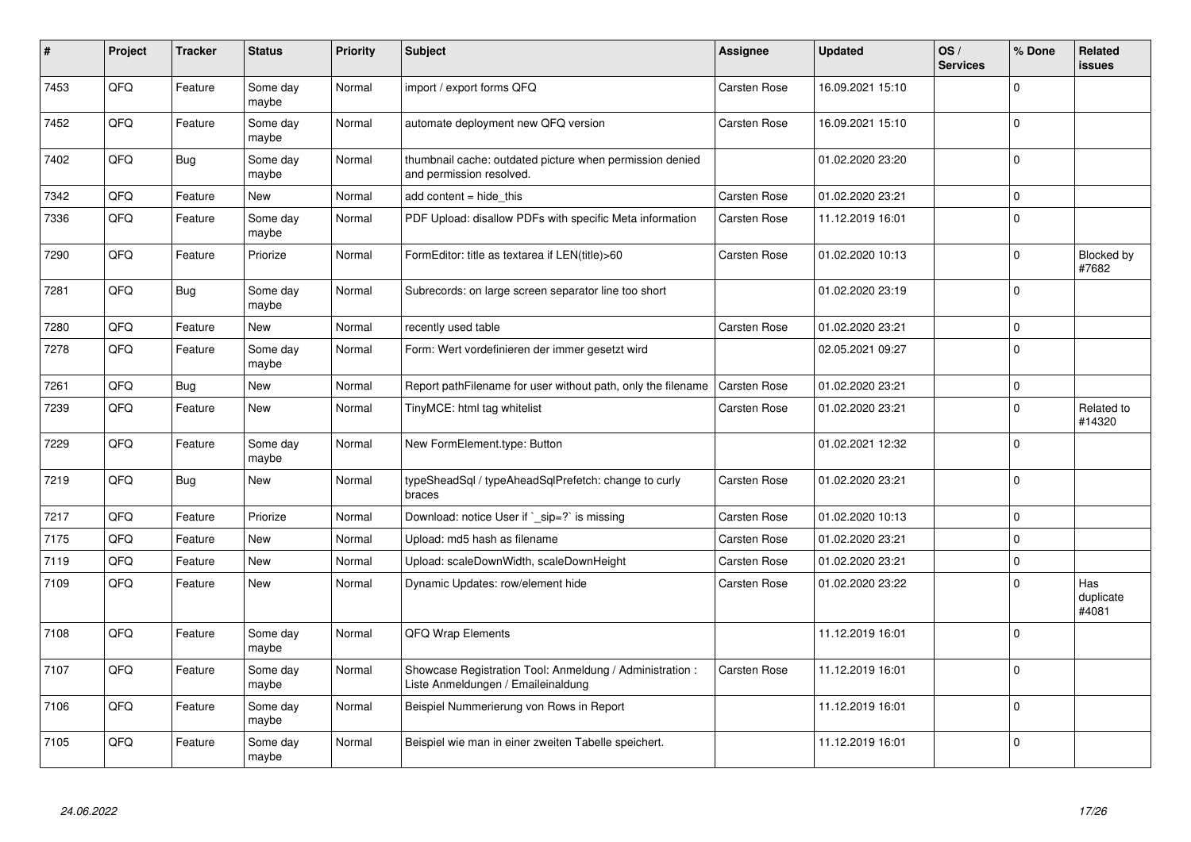| # | Project | Tracker | Status | Priority | Subject | Assignee | Updated | OS / Services | % Done | Related issues |
|---|---|---|---|---|---|---|---|---|---|---|
| 7453 | QFQ | Feature | Some day maybe | Normal | import / export forms QFQ | Carsten Rose | 16.09.2021 15:10 | | 0 | |
| 7452 | QFQ | Feature | Some day maybe | Normal | automate deployment new QFQ version | Carsten Rose | 16.09.2021 15:10 | | 0 | |
| 7402 | QFQ | Bug | Some day maybe | Normal | thumbnail cache: outdated picture when permission denied and permission resolved. | | 01.02.2020 23:20 | | 0 | |
| 7342 | QFQ | Feature | New | Normal | add content = hide_this | Carsten Rose | 01.02.2020 23:21 | | 0 | |
| 7336 | QFQ | Feature | Some day maybe | Normal | PDF Upload: disallow PDFs with specific Meta information | Carsten Rose | 11.12.2019 16:01 | | 0 | |
| 7290 | QFQ | Feature | Priorize | Normal | FormEditor: title as textarea if LEN(title)>60 | Carsten Rose | 01.02.2020 10:13 | | 0 | Blocked by #7682 |
| 7281 | QFQ | Bug | Some day maybe | Normal | Subrecords: on large screen separator line too short | | 01.02.2020 23:19 | | 0 | |
| 7280 | QFQ | Feature | New | Normal | recently used table | Carsten Rose | 01.02.2020 23:21 | | 0 | |
| 7278 | QFQ | Feature | Some day maybe | Normal | Form: Wert vordefinieren der immer gesetzt wird | | 02.05.2021 09:27 | | 0 | |
| 7261 | QFQ | Bug | New | Normal | Report pathFilename for user without path, only the filename | Carsten Rose | 01.02.2020 23:21 | | 0 | |
| 7239 | QFQ | Feature | New | Normal | TinyMCE: html tag whitelist | Carsten Rose | 01.02.2020 23:21 | | 0 | Related to #14320 |
| 7229 | QFQ | Feature | Some day maybe | Normal | New FormElement.type: Button | | 01.02.2021 12:32 | | 0 | |
| 7219 | QFQ | Bug | New | Normal | typeSheadSql / typeAheadSqlPrefetch: change to curly braces | Carsten Rose | 01.02.2020 23:21 | | 0 | |
| 7217 | QFQ | Feature | Priorize | Normal | Download: notice User if `_sip=?` is missing | Carsten Rose | 01.02.2020 10:13 | | 0 | |
| 7175 | QFQ | Feature | New | Normal | Upload: md5 hash as filename | Carsten Rose | 01.02.2020 23:21 | | 0 | |
| 7119 | QFQ | Feature | New | Normal | Upload: scaleDownWidth, scaleDownHeight | Carsten Rose | 01.02.2020 23:21 | | 0 | |
| 7109 | QFQ | Feature | New | Normal | Dynamic Updates: row/element hide | Carsten Rose | 01.02.2020 23:22 | | 0 | Has duplicate #4081 |
| 7108 | QFQ | Feature | Some day maybe | Normal | QFQ Wrap Elements | | 11.12.2019 16:01 | | 0 | |
| 7107 | QFQ | Feature | Some day maybe | Normal | Showcase Registration Tool: Anmeldung / Administration : Liste Anmeldungen / Emaileinaldung | Carsten Rose | 11.12.2019 16:01 | | 0 | |
| 7106 | QFQ | Feature | Some day maybe | Normal | Beispiel Nummerierung von Rows in Report | | 11.12.2019 16:01 | | 0 | |
| 7105 | QFQ | Feature | Some day maybe | Normal | Beispiel wie man in einer zweiten Tabelle speichert. | | 11.12.2019 16:01 | | 0 | |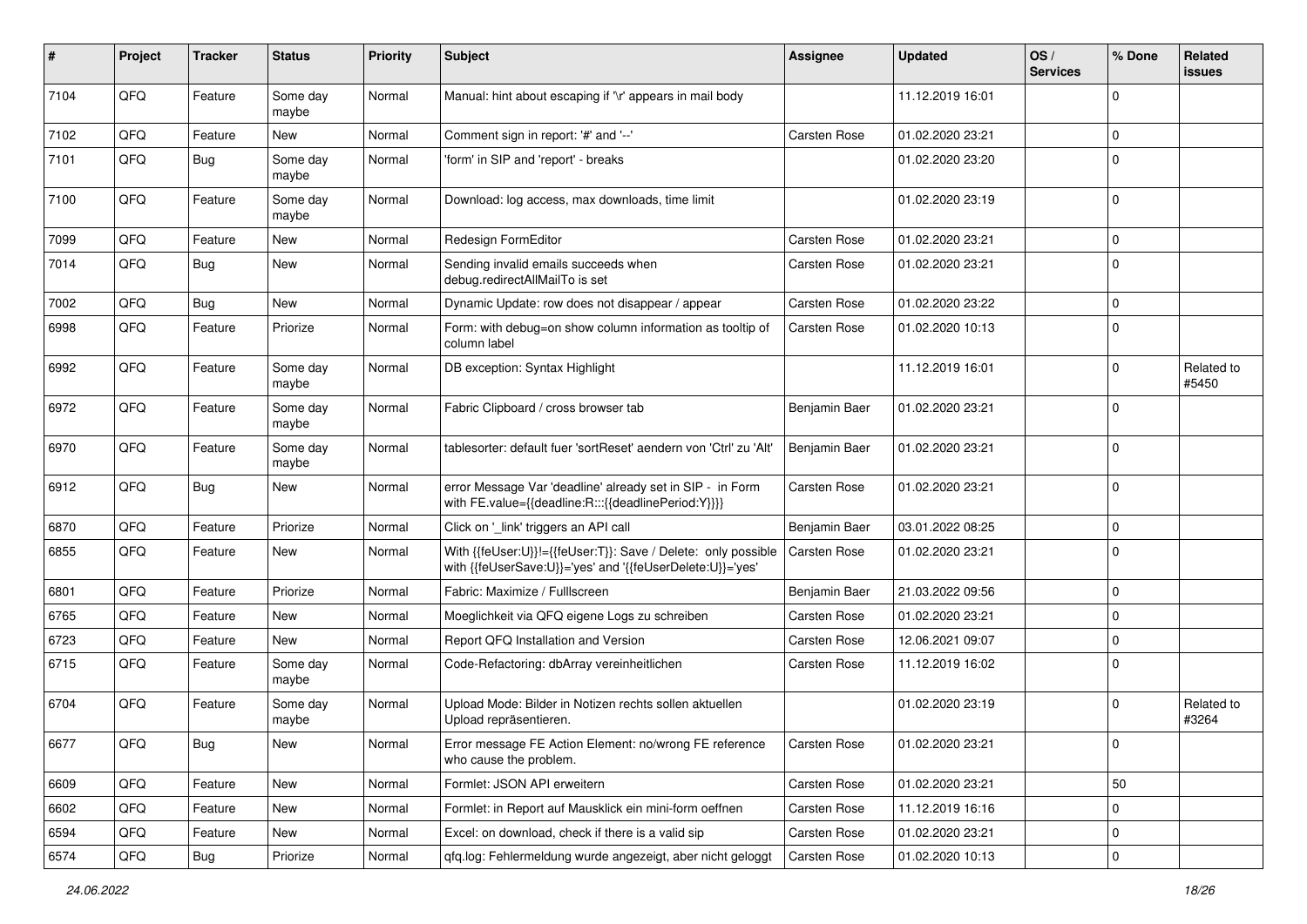| # | Project | Tracker | Status | Priority | Subject | Assignee | Updated | OS / Services | % Done | Related issues |
|---|---|---|---|---|---|---|---|---|---|---|
| 7104 | QFQ | Feature | Some day maybe | Normal | Manual: hint about escaping if '\r' appears in mail body | | 11.12.2019 16:01 | | 0 | |
| 7102 | QFQ | Feature | New | Normal | Comment sign in report: '#' and '--' | Carsten Rose | 01.02.2020 23:21 | | 0 | |
| 7101 | QFQ | Bug | Some day maybe | Normal | 'form' in SIP and 'report' - breaks | | 01.02.2020 23:20 | | 0 | |
| 7100 | QFQ | Feature | Some day maybe | Normal | Download: log access, max downloads, time limit | | 01.02.2020 23:19 | | 0 | |
| 7099 | QFQ | Feature | New | Normal | Redesign FormEditor | Carsten Rose | 01.02.2020 23:21 | | 0 | |
| 7014 | QFQ | Bug | New | Normal | Sending invalid emails succeeds when debug.redirectAllMailTo is set | Carsten Rose | 01.02.2020 23:21 | | 0 | |
| 7002 | QFQ | Bug | New | Normal | Dynamic Update: row does not disappear / appear | Carsten Rose | 01.02.2020 23:22 | | 0 | |
| 6998 | QFQ | Feature | Priorize | Normal | Form: with debug=on show column information as tooltip of column label | Carsten Rose | 01.02.2020 10:13 | | 0 | |
| 6992 | QFQ | Feature | Some day maybe | Normal | DB exception: Syntax Highlight | | 11.12.2019 16:01 | | 0 | Related to #5450 |
| 6972 | QFQ | Feature | Some day maybe | Normal | Fabric Clipboard / cross browser tab | Benjamin Baer | 01.02.2020 23:21 | | 0 | |
| 6970 | QFQ | Feature | Some day maybe | Normal | tablesorter: default fuer 'sortReset' aendern von 'Ctrl' zu 'Alt' | Benjamin Baer | 01.02.2020 23:21 | | 0 | |
| 6912 | QFQ | Bug | New | Normal | error Message Var 'deadline' already set in SIP - in Form with FE.value={{deadline:R:::{{deadlinePeriod:Y}}}} | Carsten Rose | 01.02.2020 23:21 | | 0 | |
| 6870 | QFQ | Feature | Priorize | Normal | Click on '_link' triggers an API call | Benjamin Baer | 03.01.2022 08:25 | | 0 | |
| 6855 | QFQ | Feature | New | Normal | With {{feUser:U}}!={{feUser:T}}: Save / Delete: only possible with {{feUserSave:U}}='yes' and '{{feUserDelete:U}}='yes' | Carsten Rose | 01.02.2020 23:21 | | 0 | |
| 6801 | QFQ | Feature | Priorize | Normal | Fabric: Maximize / Fulllscreen | Benjamin Baer | 21.03.2022 09:56 | | 0 | |
| 6765 | QFQ | Feature | New | Normal | Moeglichkeit via QFQ eigene Logs zu schreiben | Carsten Rose | 01.02.2020 23:21 | | 0 | |
| 6723 | QFQ | Feature | New | Normal | Report QFQ Installation and Version | Carsten Rose | 12.06.2021 09:07 | | 0 | |
| 6715 | QFQ | Feature | Some day maybe | Normal | Code-Refactoring: dbArray vereinheitlichen | Carsten Rose | 11.12.2019 16:02 | | 0 | |
| 6704 | QFQ | Feature | Some day maybe | Normal | Upload Mode: Bilder in Notizen rechts sollen aktuellen Upload repräsentieren. | | 01.02.2020 23:19 | | 0 | Related to #3264 |
| 6677 | QFQ | Bug | New | Normal | Error message FE Action Element: no/wrong FE reference who cause the problem. | Carsten Rose | 01.02.2020 23:21 | | 0 | |
| 6609 | QFQ | Feature | New | Normal | Formlet: JSON API erweitern | Carsten Rose | 01.02.2020 23:21 | | 50 | |
| 6602 | QFQ | Feature | New | Normal | Formlet: in Report auf Mausklick ein mini-form oeffnen | Carsten Rose | 11.12.2019 16:16 | | 0 | |
| 6594 | QFQ | Feature | New | Normal | Excel: on download, check if there is a valid sip | Carsten Rose | 01.02.2020 23:21 | | 0 | |
| 6574 | QFQ | Bug | Priorize | Normal | qfq.log: Fehlermeldung wurde angezeigt, aber nicht geloggt | Carsten Rose | 01.02.2020 10:13 | | 0 | |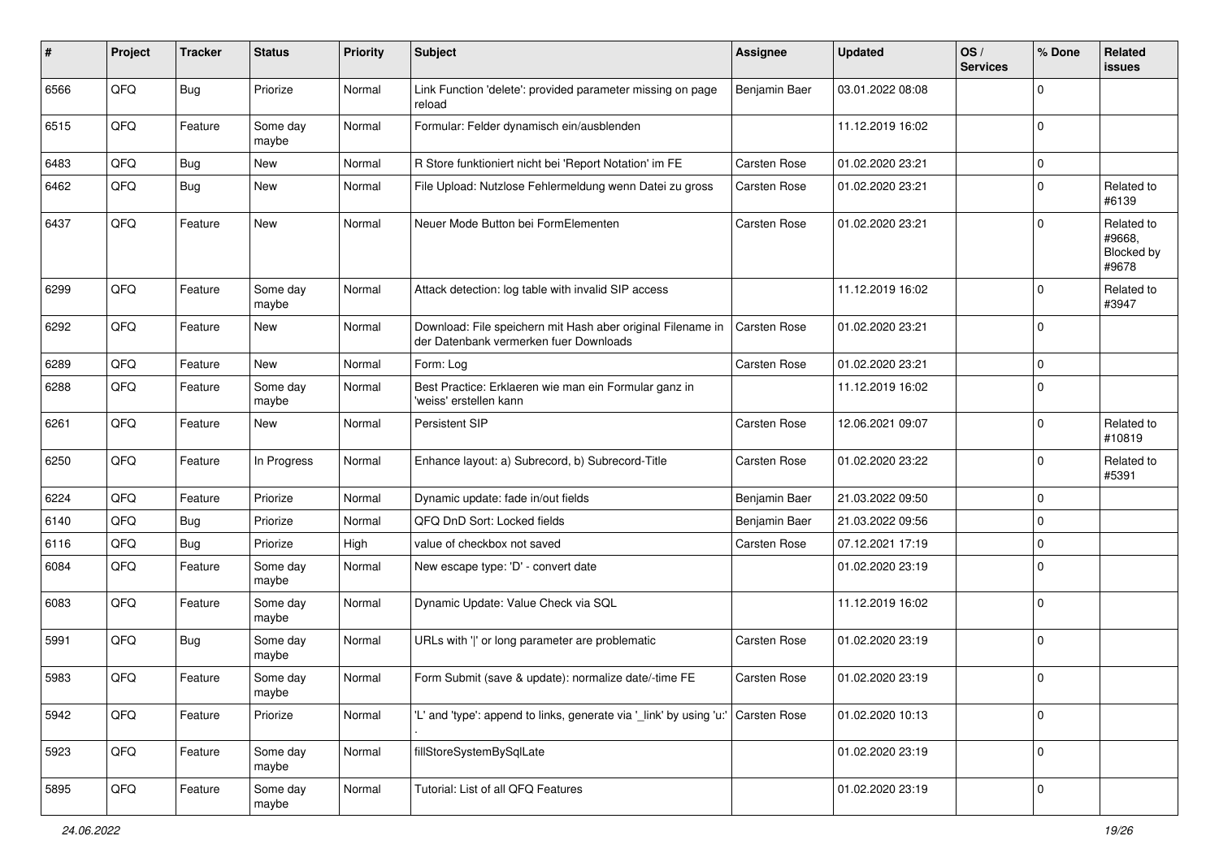| # | Project | Tracker | Status | Priority | Subject | Assignee | Updated | OS / Services | % Done | Related issues |
|---|---|---|---|---|---|---|---|---|---|---|
| 6566 | QFQ | Bug | Priorize | Normal | Link Function 'delete': provided parameter missing on page reload | Benjamin Baer | 03.01.2022 08:08 | | 0 | |
| 6515 | QFQ | Feature | Some day maybe | Normal | Formular: Felder dynamisch ein/ausblenden | | 11.12.2019 16:02 | | 0 | |
| 6483 | QFQ | Bug | New | Normal | R Store funktioniert nicht bei 'Report Notation' im FE | Carsten Rose | 01.02.2020 23:21 | | 0 | |
| 6462 | QFQ | Bug | New | Normal | File Upload: Nutzlose Fehlermeldung wenn Datei zu gross | Carsten Rose | 01.02.2020 23:21 | | 0 | Related to #6139 |
| 6437 | QFQ | Feature | New | Normal | Neuer Mode Button bei FormElementen | Carsten Rose | 01.02.2020 23:21 | | 0 | Related to #9668, Blocked by #9678 |
| 6299 | QFQ | Feature | Some day maybe | Normal | Attack detection: log table with invalid SIP access | | 11.12.2019 16:02 | | 0 | Related to #3947 |
| 6292 | QFQ | Feature | New | Normal | Download: File speichern mit Hash aber original Filename in der Datenbank vermerken fuer Downloads | Carsten Rose | 01.02.2020 23:21 | | 0 | |
| 6289 | QFQ | Feature | New | Normal | Form: Log | Carsten Rose | 01.02.2020 23:21 | | 0 | |
| 6288 | QFQ | Feature | Some day maybe | Normal | Best Practice: Erklaeren wie man ein Formular ganz in 'weiss' erstellen kann | | 11.12.2019 16:02 | | 0 | |
| 6261 | QFQ | Feature | New | Normal | Persistent SIP | Carsten Rose | 12.06.2021 09:07 | | 0 | Related to #10819 |
| 6250 | QFQ | Feature | In Progress | Normal | Enhance layout: a) Subrecord, b) Subrecord-Title | Carsten Rose | 01.02.2020 23:22 | | 0 | Related to #5391 |
| 6224 | QFQ | Feature | Priorize | Normal | Dynamic update: fade in/out fields | Benjamin Baer | 21.03.2022 09:50 | | 0 | |
| 6140 | QFQ | Bug | Priorize | Normal | QFQ DnD Sort: Locked fields | Benjamin Baer | 21.03.2022 09:56 | | 0 | |
| 6116 | QFQ | Bug | Priorize | High | value of checkbox not saved | Carsten Rose | 07.12.2021 17:19 | | 0 | |
| 6084 | QFQ | Feature | Some day maybe | Normal | New escape type: 'D' - convert date | | 01.02.2020 23:19 | | 0 | |
| 6083 | QFQ | Feature | Some day maybe | Normal | Dynamic Update: Value Check via SQL | | 11.12.2019 16:02 | | 0 | |
| 5991 | QFQ | Bug | Some day maybe | Normal | URLs with ' ' or long parameter are problematic | Carsten Rose | 01.02.2020 23:19 | | 0 | |
| 5983 | QFQ | Feature | Some day maybe | Normal | Form Submit (save & update): normalize date/-time FE | Carsten Rose | 01.02.2020 23:19 | | 0 | |
| 5942 | QFQ | Feature | Priorize | Normal | 'L' and 'type': append to links, generate via '_link' by using 'u:' . | Carsten Rose | 01.02.2020 10:13 | | 0 | |
| 5923 | QFQ | Feature | Some day maybe | Normal | fillStoreSystemBySqlLate | | 01.02.2020 23:19 | | 0 | |
| 5895 | QFQ | Feature | Some day maybe | Normal | Tutorial: List of all QFQ Features | | 01.02.2020 23:19 | | 0 | |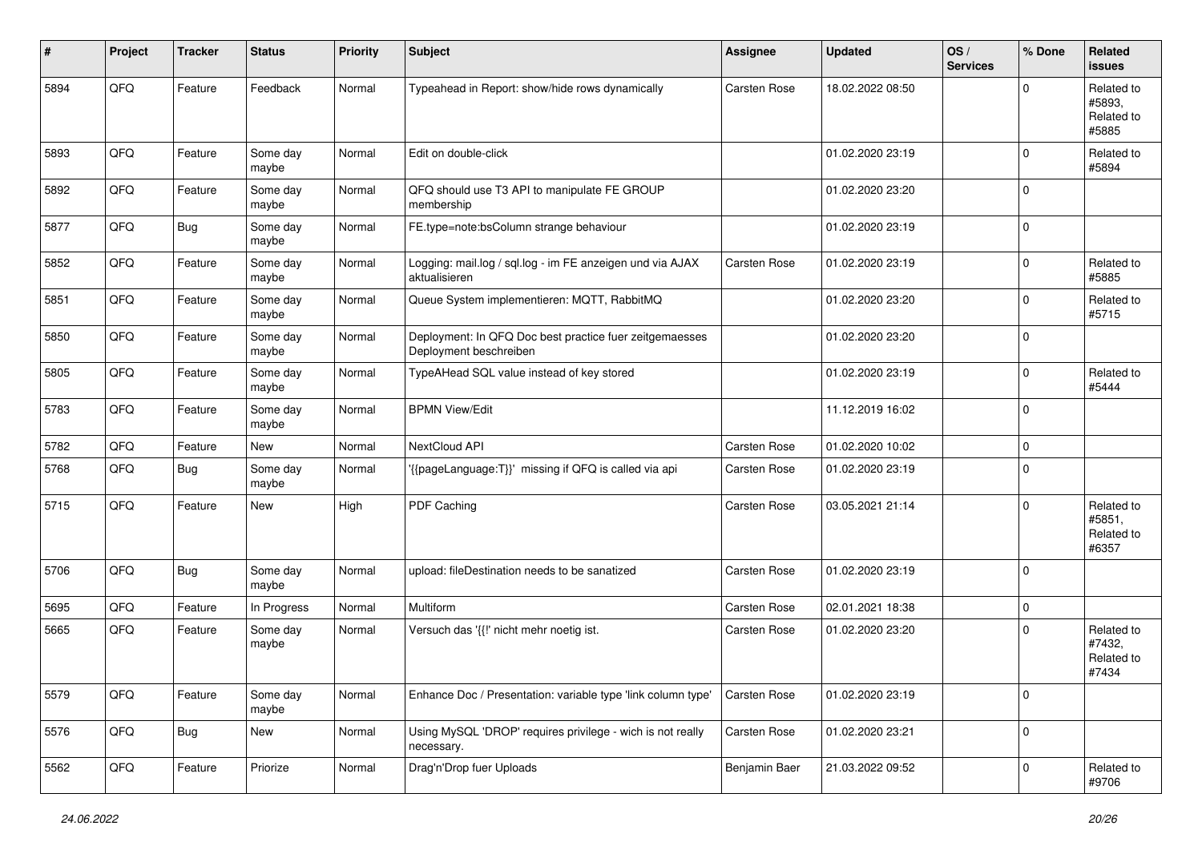| # | Project | Tracker | Status | Priority | Subject | Assignee | Updated | OS / Services | % Done | Related issues |
|---|---|---|---|---|---|---|---|---|---|---|
| 5894 | QFQ | Feature | Feedback | Normal | Typeahead in Report: show/hide rows dynamically | Carsten Rose | 18.02.2022 08:50 | | 0 | Related to #5893, Related to #5885 |
| 5893 | QFQ | Feature | Some day maybe | Normal | Edit on double-click | | 01.02.2020 23:19 | | 0 | Related to #5894 |
| 5892 | QFQ | Feature | Some day maybe | Normal | QFQ should use T3 API to manipulate FE GROUP membership | | 01.02.2020 23:20 | | 0 | |
| 5877 | QFQ | Bug | Some day maybe | Normal | FE.type=note:bsColumn strange behaviour | | 01.02.2020 23:19 | | 0 | |
| 5852 | QFQ | Feature | Some day maybe | Normal | Logging: mail.log / sql.log - im FE anzeigen und via AJAX aktualisieren | Carsten Rose | 01.02.2020 23:19 | | 0 | Related to #5885 |
| 5851 | QFQ | Feature | Some day maybe | Normal | Queue System implementieren: MQTT, RabbitMQ | | 01.02.2020 23:20 | | 0 | Related to #5715 |
| 5850 | QFQ | Feature | Some day maybe | Normal | Deployment: In QFQ Doc best practice fuer zeitgemaesses Deployment beschreiben | | 01.02.2020 23:20 | | 0 | |
| 5805 | QFQ | Feature | Some day maybe | Normal | TypeAHead SQL value instead of key stored | | 01.02.2020 23:19 | | 0 | Related to #5444 |
| 5783 | QFQ | Feature | Some day maybe | Normal | BPMN View/Edit | | 11.12.2019 16:02 | | 0 | |
| 5782 | QFQ | Feature | New | Normal | NextCloud API | Carsten Rose | 01.02.2020 10:02 | | 0 | |
| 5768 | QFQ | Bug | Some day maybe | Normal | '{{pageLanguage:T}}' missing if QFQ is called via api | Carsten Rose | 01.02.2020 23:19 | | 0 | |
| 5715 | QFQ | Feature | New | High | PDF Caching | Carsten Rose | 03.05.2021 21:14 | | 0 | Related to #5851, Related to #6357 |
| 5706 | QFQ | Bug | Some day maybe | Normal | upload: fileDestination needs to be sanatized | Carsten Rose | 01.02.2020 23:19 | | 0 | |
| 5695 | QFQ | Feature | In Progress | Normal | Multiform | Carsten Rose | 02.01.2021 18:38 | | 0 | |
| 5665 | QFQ | Feature | Some day maybe | Normal | Versuch das '{{!' nicht mehr noetig ist. | Carsten Rose | 01.02.2020 23:20 | | 0 | Related to #7432, Related to #7434 |
| 5579 | QFQ | Feature | Some day maybe | Normal | Enhance Doc / Presentation: variable type 'link column type' | Carsten Rose | 01.02.2020 23:19 | | 0 | |
| 5576 | QFQ | Bug | New | Normal | Using MySQL 'DROP' requires privilege - wich is not really necessary. | Carsten Rose | 01.02.2020 23:21 | | 0 | |
| 5562 | QFQ | Feature | Priorize | Normal | Drag'n'Drop fuer Uploads | Benjamin Baer | 21.03.2022 09:52 | | 0 | Related to #9706 |

*24.06.2022*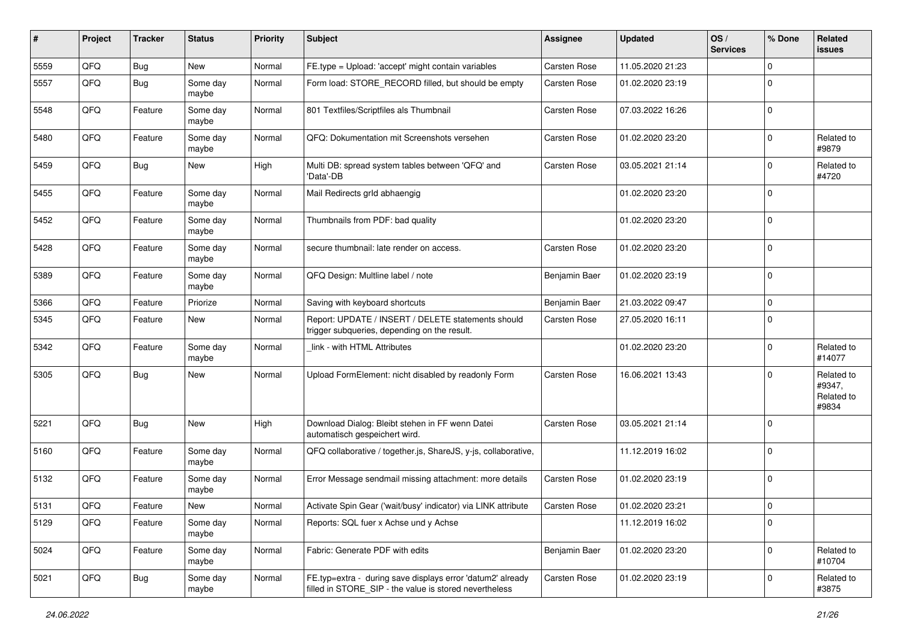| # | Project | Tracker | Status | Priority | Subject | Assignee | Updated | OS / Services | % Done | Related issues |
|---|---|---|---|---|---|---|---|---|---|---|
| 5559 | QFQ | Bug | New | Normal | FE.type = Upload: 'accept' might contain variables | Carsten Rose | 11.05.2020 21:23 | | 0 | |
| 5557 | QFQ | Bug | Some day maybe | Normal | Form load: STORE_RECORD filled, but should be empty | Carsten Rose | 01.02.2020 23:19 | | 0 | |
| 5548 | QFQ | Feature | Some day maybe | Normal | 801 Textfiles/Scriptfiles als Thumbnail | Carsten Rose | 07.03.2022 16:26 | | 0 | |
| 5480 | QFQ | Feature | Some day maybe | Normal | QFQ: Dokumentation mit Screenshots versehen | Carsten Rose | 01.02.2020 23:20 | | 0 | Related to #9879 |
| 5459 | QFQ | Bug | New | High | Multi DB: spread system tables between 'QFQ' and 'Data'-DB | Carsten Rose | 03.05.2021 21:14 | | 0 | Related to #4720 |
| 5455 | QFQ | Feature | Some day maybe | Normal | Mail Redirects grId abhaengig | | 01.02.2020 23:20 | | 0 | |
| 5452 | QFQ | Feature | Some day maybe | Normal | Thumbnails from PDF: bad quality | | 01.02.2020 23:20 | | 0 | |
| 5428 | QFQ | Feature | Some day maybe | Normal | secure thumbnail: late render on access. | Carsten Rose | 01.02.2020 23:20 | | 0 | |
| 5389 | QFQ | Feature | Some day maybe | Normal | QFQ Design: Multline label / note | Benjamin Baer | 01.02.2020 23:19 | | 0 | |
| 5366 | QFQ | Feature | Priorize | Normal | Saving with keyboard shortcuts | Benjamin Baer | 21.03.2022 09:47 | | 0 | |
| 5345 | QFQ | Feature | New | Normal | Report: UPDATE / INSERT / DELETE statements should trigger subqueries, depending on the result. | Carsten Rose | 27.05.2020 16:11 | | 0 | |
| 5342 | QFQ | Feature | Some day maybe | Normal | _link - with HTML Attributes | | 01.02.2020 23:20 | | 0 | Related to #14077 |
| 5305 | QFQ | Bug | New | Normal | Upload FormElement: nicht disabled by readonly Form | Carsten Rose | 16.06.2021 13:43 | | 0 | Related to #9347, Related to #9834 |
| 5221 | QFQ | Bug | New | High | Download Dialog: Bleibt stehen in FF wenn Datei automatisch gespeichert wird. | Carsten Rose | 03.05.2021 21:14 | | 0 | |
| 5160 | QFQ | Feature | Some day maybe | Normal | QFQ collaborative / together.js, ShareJS, y-js, collaborative, | | 11.12.2019 16:02 | | 0 | |
| 5132 | QFQ | Feature | Some day maybe | Normal | Error Message sendmail missing attachment: more details | Carsten Rose | 01.02.2020 23:19 | | 0 | |
| 5131 | QFQ | Feature | New | Normal | Activate Spin Gear ('wait/busy' indicator) via LINK attribute | Carsten Rose | 01.02.2020 23:21 | | 0 | |
| 5129 | QFQ | Feature | Some day maybe | Normal | Reports: SQL fuer x Achse und y Achse | | 11.12.2019 16:02 | | 0 | |
| 5024 | QFQ | Feature | Some day maybe | Normal | Fabric: Generate PDF with edits | Benjamin Baer | 01.02.2020 23:20 | | 0 | Related to #10704 |
| 5021 | QFQ | Bug | Some day maybe | Normal | FE.typ=extra - during save displays error 'datum2' already filled in STORE_SIP - the value is stored nevertheless | Carsten Rose | 01.02.2020 23:19 | | 0 | Related to #3875 |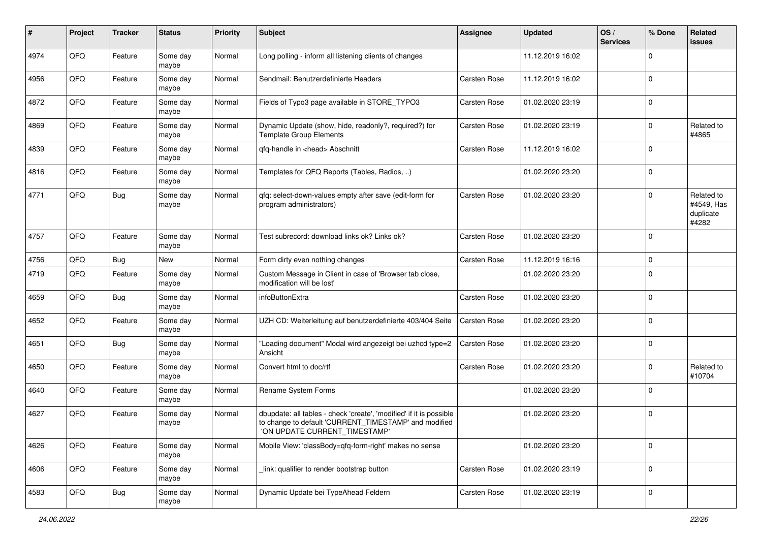| # | Project | Tracker | Status | Priority | Subject | Assignee | Updated | OS / Services | % Done | Related issues |
|---|---|---|---|---|---|---|---|---|---|---|
| 4974 | QFQ | Feature | Some day maybe | Normal | Long polling - inform all listening clients of changes | | 11.12.2019 16:02 | | 0 | |
| 4956 | QFQ | Feature | Some day maybe | Normal | Sendmail: Benutzerdefinierte Headers | Carsten Rose | 11.12.2019 16:02 | | 0 | |
| 4872 | QFQ | Feature | Some day maybe | Normal | Fields of Typo3 page available in STORE_TYPO3 | Carsten Rose | 01.02.2020 23:19 | | 0 | |
| 4869 | QFQ | Feature | Some day maybe | Normal | Dynamic Update (show, hide, readonly?, required?) for Template Group Elements | Carsten Rose | 01.02.2020 23:19 | | 0 | Related to #4865 |
| 4839 | QFQ | Feature | Some day maybe | Normal | qfq-handle in <head> Abschnitt | Carsten Rose | 11.12.2019 16:02 | | 0 | |
| 4816 | QFQ | Feature | Some day maybe | Normal | Templates for QFQ Reports (Tables, Radios, ..) | | 01.02.2020 23:20 | | 0 | |
| 4771 | QFQ | Bug | Some day maybe | Normal | qfq: select-down-values empty after save (edit-form for program administrators) | Carsten Rose | 01.02.2020 23:20 | | 0 | Related to #4549, Has duplicate #4282 |
| 4757 | QFQ | Feature | Some day maybe | Normal | Test subrecord: download links ok? Links ok? | Carsten Rose | 01.02.2020 23:20 | | 0 | |
| 4756 | QFQ | Bug | New | Normal | Form dirty even nothing changes | Carsten Rose | 11.12.2019 16:16 | | 0 | |
| 4719 | QFQ | Feature | Some day maybe | Normal | Custom Message in Client in case of 'Browser tab close, modification will be lost' | | 01.02.2020 23:20 | | 0 | |
| 4659 | QFQ | Bug | Some day maybe | Normal | infoButtonExtra | Carsten Rose | 01.02.2020 23:20 | | 0 | |
| 4652 | QFQ | Feature | Some day maybe | Normal | UZH CD: Weiterleitung auf benutzerdefinierte 403/404 Seite | Carsten Rose | 01.02.2020 23:20 | | 0 | |
| 4651 | QFQ | Bug | Some day maybe | Normal | "Loading document" Modal wird angezeigt bei uzhcd type=2 Ansicht | Carsten Rose | 01.02.2020 23:20 | | 0 | |
| 4650 | QFQ | Feature | Some day maybe | Normal | Convert html to doc/rtf | Carsten Rose | 01.02.2020 23:20 | | 0 | Related to #10704 |
| 4640 | QFQ | Feature | Some day maybe | Normal | Rename System Forms | | 01.02.2020 23:20 | | 0 | |
| 4627 | QFQ | Feature | Some day maybe | Normal | dbupdate: all tables - check 'create', 'modified' if it is possible to change to default 'CURRENT_TIMESTAMP' and modified 'ON UPDATE CURRENT_TIMESTAMP' | | 01.02.2020 23:20 | | 0 | |
| 4626 | QFQ | Feature | Some day maybe | Normal | Mobile View: 'classBody=qfq-form-right' makes no sense | | 01.02.2020 23:20 | | 0 | |
| 4606 | QFQ | Feature | Some day maybe | Normal | _link: qualifier to render bootstrap button | Carsten Rose | 01.02.2020 23:19 | | 0 | |
| 4583 | QFQ | Bug | Some day maybe | Normal | Dynamic Update bei TypeAhead Feldern | Carsten Rose | 01.02.2020 23:19 | | 0 | |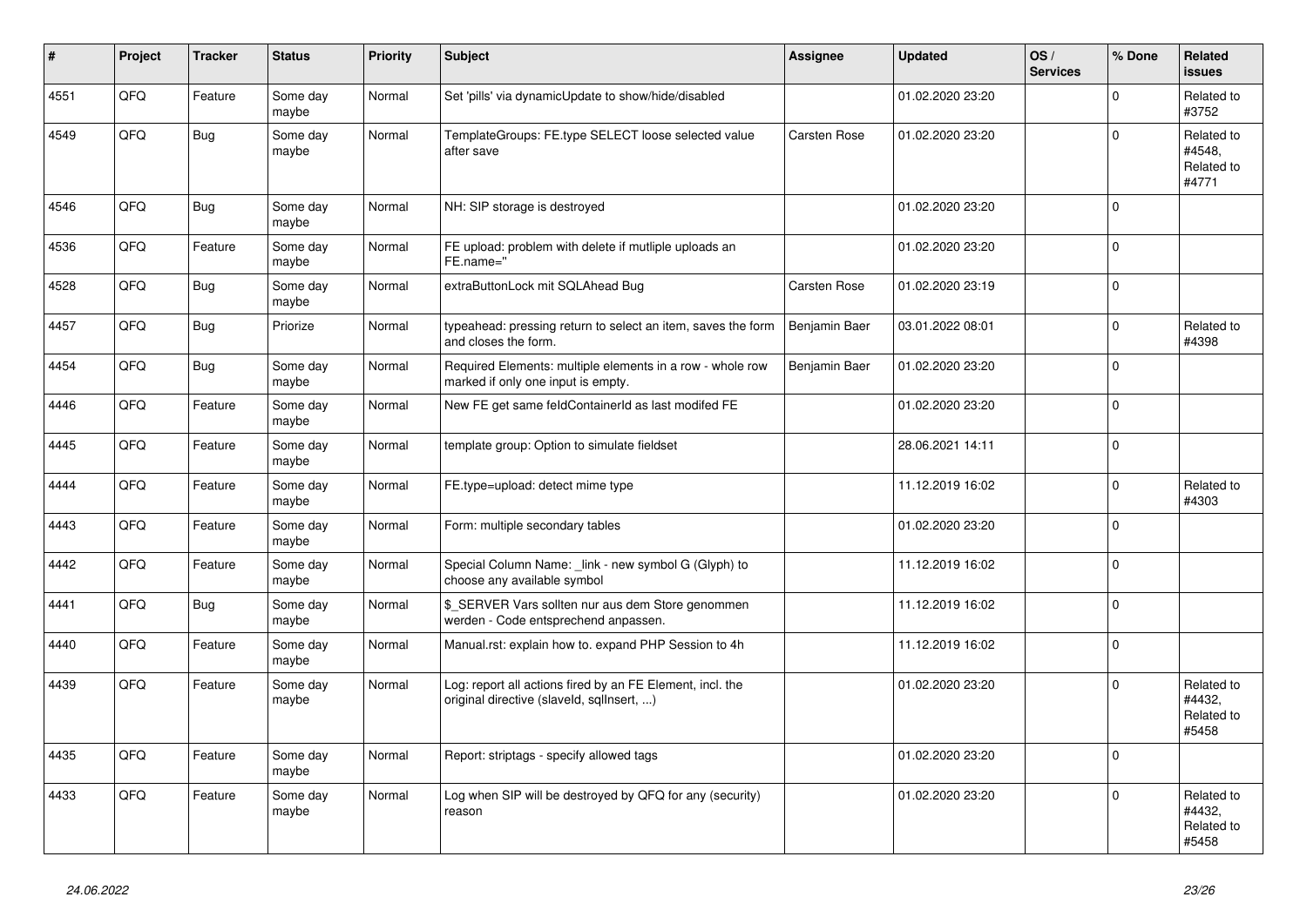| # | Project | Tracker | Status | Priority | Subject | Assignee | Updated | OS / Services | % Done | Related issues |
|---|---|---|---|---|---|---|---|---|---|---|
| 4551 | QFQ | Feature | Some day maybe | Normal | Set 'pills' via dynamicUpdate to show/hide/disabled | | 01.02.2020 23:20 | | 0 | Related to #3752 |
| 4549 | QFQ | Bug | Some day maybe | Normal | TemplateGroups: FE.type SELECT loose selected value after save | Carsten Rose | 01.02.2020 23:20 | | 0 | Related to #4548, Related to #4771 |
| 4546 | QFQ | Bug | Some day maybe | Normal | NH: SIP storage is destroyed | | 01.02.2020 23:20 | | 0 | |
| 4536 | QFQ | Feature | Some day maybe | Normal | FE upload: problem with delete if mutliple uploads an FE.name='' | | 01.02.2020 23:20 | | 0 | |
| 4528 | QFQ | Bug | Some day maybe | Normal | extraButtonLock mit SQLAhead Bug | Carsten Rose | 01.02.2020 23:19 | | 0 | |
| 4457 | QFQ | Bug | Priorize | Normal | typeahead: pressing return to select an item, saves the form and closes the form. | Benjamin Baer | 03.01.2022 08:01 | | 0 | Related to #4398 |
| 4454 | QFQ | Bug | Some day maybe | Normal | Required Elements: multiple elements in a row - whole row marked if only one input is empty. | Benjamin Baer | 01.02.2020 23:20 | | 0 | |
| 4446 | QFQ | Feature | Some day maybe | Normal | New FE get same feldContainerId as last modifed FE | | 01.02.2020 23:20 | | 0 | |
| 4445 | QFQ | Feature | Some day maybe | Normal | template group: Option to simulate fieldset | | 28.06.2021 14:11 | | 0 | |
| 4444 | QFQ | Feature | Some day maybe | Normal | FE.type=upload: detect mime type | | 11.12.2019 16:02 | | 0 | Related to #4303 |
| 4443 | QFQ | Feature | Some day maybe | Normal | Form: multiple secondary tables | | 01.02.2020 23:20 | | 0 | |
| 4442 | QFQ | Feature | Some day maybe | Normal | Special Column Name: _link - new symbol G (Glyph) to choose any available symbol | | 11.12.2019 16:02 | | 0 | |
| 4441 | QFQ | Bug | Some day maybe | Normal | $_SERVER Vars sollten nur aus dem Store genommen werden - Code entsprechend anpassen. | | 11.12.2019 16:02 | | 0 | |
| 4440 | QFQ | Feature | Some day maybe | Normal | Manual.rst: explain how to. expand PHP Session to 4h | | 11.12.2019 16:02 | | 0 | |
| 4439 | QFQ | Feature | Some day maybe | Normal | Log: report all actions fired by an FE Element, incl. the original directive (slaveId, sqlInsert, ...) | | 01.02.2020 23:20 | | 0 | Related to #4432, Related to #5458 |
| 4435 | QFQ | Feature | Some day maybe | Normal | Report: striptags - specify allowed tags | | 01.02.2020 23:20 | | 0 | |
| 4433 | QFQ | Feature | Some day maybe | Normal | Log when SIP will be destroyed by QFQ for any (security) reason | | 01.02.2020 23:20 | | 0 | Related to #4432, Related to #5458 |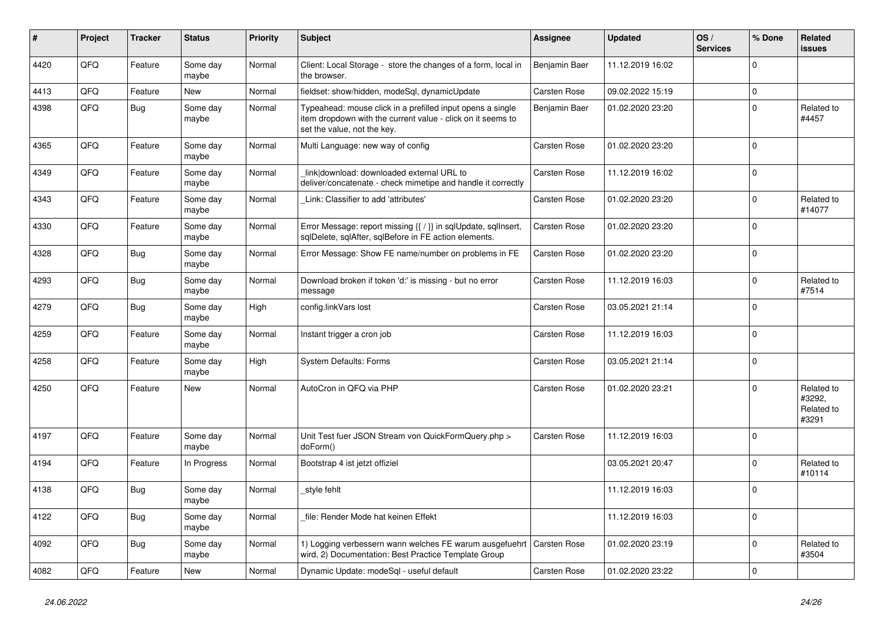| # | Project | Tracker | Status | Priority | Subject | Assignee | Updated | OS / Services | % Done | Related issues |
|---|---|---|---|---|---|---|---|---|---|---|
| 4420 | QFQ | Feature | Some day maybe | Normal | Client: Local Storage - store the changes of a form, local in the browser. | Benjamin Baer | 11.12.2019 16:02 | | 0 | |
| 4413 | QFQ | Feature | New | Normal | fieldset: show/hidden, modeSql, dynamicUpdate | Carsten Rose | 09.02.2022 15:19 | | 0 | |
| 4398 | QFQ | Bug | Some day maybe | Normal | Typeahead: mouse click in a prefilled input opens a single item dropdown with the current value - click on it seems to set the value, not the key. | Benjamin Baer | 01.02.2020 23:20 | | 0 | Related to #4457 |
| 4365 | QFQ | Feature | Some day maybe | Normal | Multi Language: new way of config | Carsten Rose | 01.02.2020 23:20 | | 0 | |
| 4349 | QFQ | Feature | Some day maybe | Normal | _link\|download: downloaded external URL to deliver/concatenate - check mimetipe and handle it correctly | Carsten Rose | 11.12.2019 16:02 | | 0 | |
| 4343 | QFQ | Feature | Some day maybe | Normal | _Link: Classifier to add 'attributes' | Carsten Rose | 01.02.2020 23:20 | | 0 | Related to #14077 |
| 4330 | QFQ | Feature | Some day maybe | Normal | Error Message: report missing {{ / }} in sqlUpdate, sqlInsert, sqlDelete, sqlAfter, sqlBefore in FE action elements. | Carsten Rose | 01.02.2020 23:20 | | 0 | |
| 4328 | QFQ | Bug | Some day maybe | Normal | Error Message: Show FE name/number on problems in FE | Carsten Rose | 01.02.2020 23:20 | | 0 | |
| 4293 | QFQ | Bug | Some day maybe | Normal | Download broken if token 'd:' is missing - but no error message | Carsten Rose | 11.12.2019 16:03 | | 0 | Related to #7514 |
| 4279 | QFQ | Bug | Some day maybe | High | config.linkVars lost | Carsten Rose | 03.05.2021 21:14 | | 0 | |
| 4259 | QFQ | Feature | Some day maybe | Normal | Instant trigger a cron job | Carsten Rose | 11.12.2019 16:03 | | 0 | |
| 4258 | QFQ | Feature | Some day maybe | High | System Defaults: Forms | Carsten Rose | 03.05.2021 21:14 | | 0 | |
| 4250 | QFQ | Feature | New | Normal | AutoCron in QFQ via PHP | Carsten Rose | 01.02.2020 23:21 | | 0 | Related to #3292, Related to #3291 |
| 4197 | QFQ | Feature | Some day maybe | Normal | Unit Test fuer JSON Stream von QuickFormQuery.php > doForm() | Carsten Rose | 11.12.2019 16:03 | | 0 | |
| 4194 | QFQ | Feature | In Progress | Normal | Bootstrap 4 ist jetzt offiziel | | 03.05.2021 20:47 | | 0 | Related to #10114 |
| 4138 | QFQ | Bug | Some day maybe | Normal | _style fehlt | | 11.12.2019 16:03 | | 0 | |
| 4122 | QFQ | Bug | Some day maybe | Normal | _file: Render Mode hat keinen Effekt | | 11.12.2019 16:03 | | 0 | |
| 4092 | QFQ | Bug | Some day maybe | Normal | 1) Logging verbessern wann welches FE warum ausgefuehrt wird, 2) Documentation: Best Practice Template Group | Carsten Rose | 01.02.2020 23:19 | | 0 | Related to #3504 |
| 4082 | QFQ | Feature | New | Normal | Dynamic Update: modeSql - useful default | Carsten Rose | 01.02.2020 23:22 | | 0 | |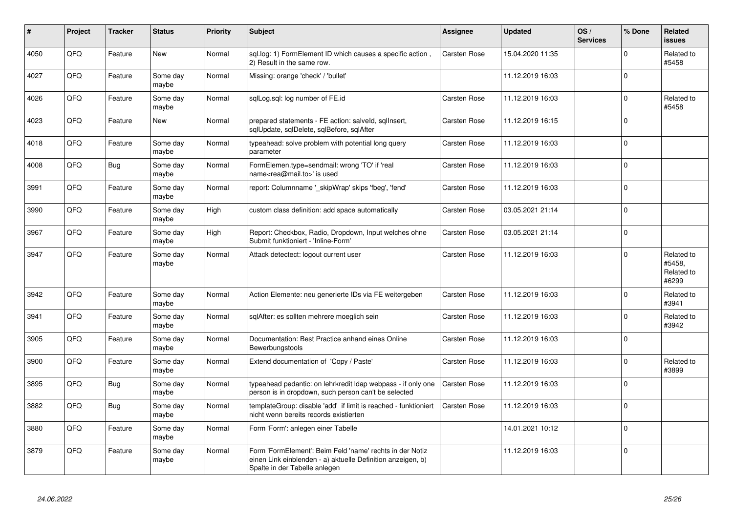| # | Project | Tracker | Status | Priority | Subject | Assignee | Updated | OS / Services | % Done | Related issues |
|---|---|---|---|---|---|---|---|---|---|---|
| 4050 | QFQ | Feature | New | Normal | sql.log: 1) FormElement ID which causes a specific action , 2) Result in the same row. | Carsten Rose | 15.04.2020 11:35 | | 0 | Related to #5458 |
| 4027 | QFQ | Feature | Some day maybe | Normal | Missing: orange 'check' / 'bullet' | | 11.12.2019 16:03 | | 0 | |
| 4026 | QFQ | Feature | Some day maybe | Normal | sqlLog.sql: log number of FE.id | Carsten Rose | 11.12.2019 16:03 | | 0 | Related to #5458 |
| 4023 | QFQ | Feature | New | Normal | prepared statements - FE action: salveId, sqlInsert, sqlUpdate, sqlDelete, sqlBefore, sqlAfter | Carsten Rose | 11.12.2019 16:15 | | 0 | |
| 4018 | QFQ | Feature | Some day maybe | Normal | typeahead: solve problem with potential long query parameter | Carsten Rose | 11.12.2019 16:03 | | 0 | |
| 4008 | QFQ | Bug | Some day maybe | Normal | FormElemen.type=sendmail: wrong 'TO' if 'real name<rea@mail.to>' is used | Carsten Rose | 11.12.2019 16:03 | | 0 | |
| 3991 | QFQ | Feature | Some day maybe | Normal | report: Columnname '_skipWrap' skips 'fbeg', 'fend' | Carsten Rose | 11.12.2019 16:03 | | 0 | |
| 3990 | QFQ | Feature | Some day maybe | High | custom class definition: add space automatically | Carsten Rose | 03.05.2021 21:14 | | 0 | |
| 3967 | QFQ | Feature | Some day maybe | High | Report: Checkbox, Radio, Dropdown, Input welches ohne Submit funktioniert - 'Inline-Form' | Carsten Rose | 03.05.2021 21:14 | | 0 | |
| 3947 | QFQ | Feature | Some day maybe | Normal | Attack detectect: logout current user | Carsten Rose | 11.12.2019 16:03 | | 0 | Related to #5458, Related to #6299 |
| 3942 | QFQ | Feature | Some day maybe | Normal | Action Elemente: neu generierte IDs via FE weitergeben | Carsten Rose | 11.12.2019 16:03 | | 0 | Related to #3941 |
| 3941 | QFQ | Feature | Some day maybe | Normal | sqlAfter: es sollten mehrere moeglich sein | Carsten Rose | 11.12.2019 16:03 | | 0 | Related to #3942 |
| 3905 | QFQ | Feature | Some day maybe | Normal | Documentation: Best Practice anhand eines Online Bewerbungstools | Carsten Rose | 11.12.2019 16:03 | | 0 | |
| 3900 | QFQ | Feature | Some day maybe | Normal | Extend documentation of 'Copy / Paste' | Carsten Rose | 11.12.2019 16:03 | | 0 | Related to #3899 |
| 3895 | QFQ | Bug | Some day maybe | Normal | typeahead pedantic: on lehrkredit ldap webpass - if only one person is in dropdown, such person can't be selected | Carsten Rose | 11.12.2019 16:03 | | 0 | |
| 3882 | QFQ | Bug | Some day maybe | Normal | templateGroup: disable 'add' if limit is reached - funktioniert nicht wenn bereits records existierten | Carsten Rose | 11.12.2019 16:03 | | 0 | |
| 3880 | QFQ | Feature | Some day maybe | Normal | Form 'Form': anlegen einer Tabelle | | 14.01.2021 10:12 | | 0 | |
| 3879 | QFQ | Feature | Some day maybe | Normal | Form 'FormElement': Beim Feld 'name' rechts in der Notiz einen Link einblenden - a) aktuelle Definition anzeigen, b) Spalte in der Tabelle anlegen | | 11.12.2019 16:03 | | 0 | |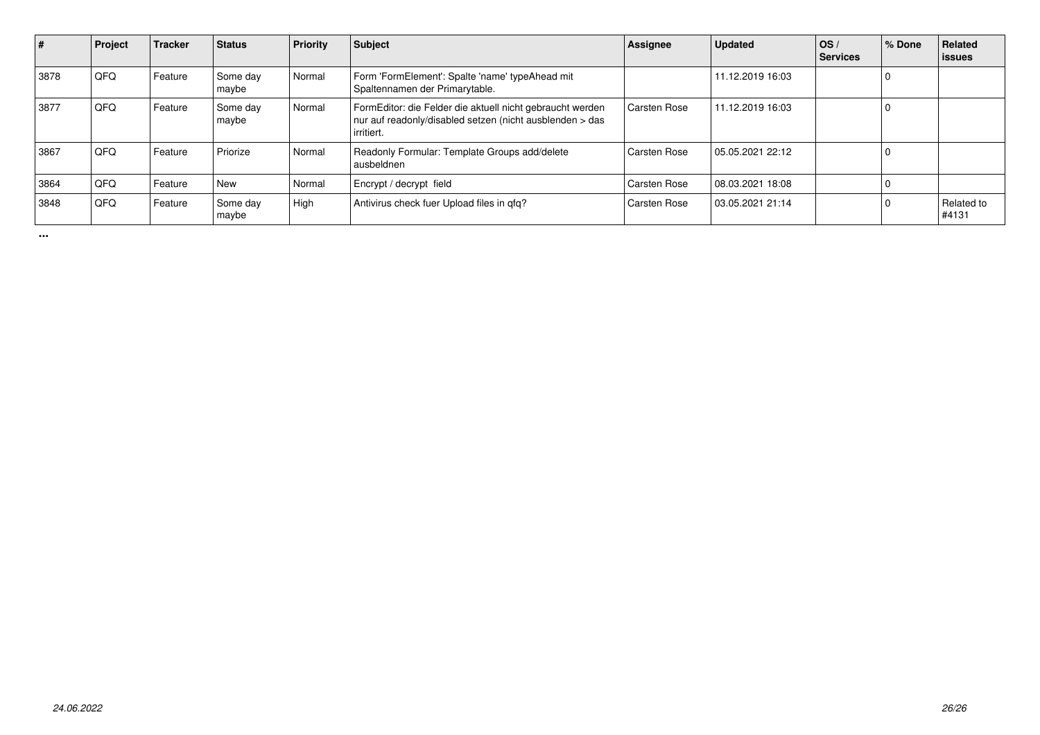| # | Project | Tracker | Status | Priority | Subject | Assignee | Updated | OS / Services | % Done | Related issues |
|---|---|---|---|---|---|---|---|---|---|---|
| 3878 | QFQ | Feature | Some day maybe | Normal | Form 'FormElement': Spalte 'name' typeAhead mit Spaltennamen der Primarytable. | | 11.12.2019 16:03 | | 0 | |
| 3877 | QFQ | Feature | Some day maybe | Normal | FormEditor: die Felder die aktuell nicht gebraucht werden nur auf readonly/disabled setzen (nicht ausblenden > das irritiert. | Carsten Rose | 11.12.2019 16:03 | | 0 | |
| 3867 | QFQ | Feature | Priorize | Normal | Readonly Formular: Template Groups add/delete ausbeldnen | Carsten Rose | 05.05.2021 22:12 | | 0 | |
| 3864 | QFQ | Feature | New | Normal | Encrypt / decrypt field | Carsten Rose | 08.03.2021 18:08 | | 0 | |
| 3848 | QFQ | Feature | Some day maybe | High | Antivirus check fuer Upload files in qfq? | Carsten Rose | 03.05.2021 21:14 | | 0 | Related to #4131 |

...